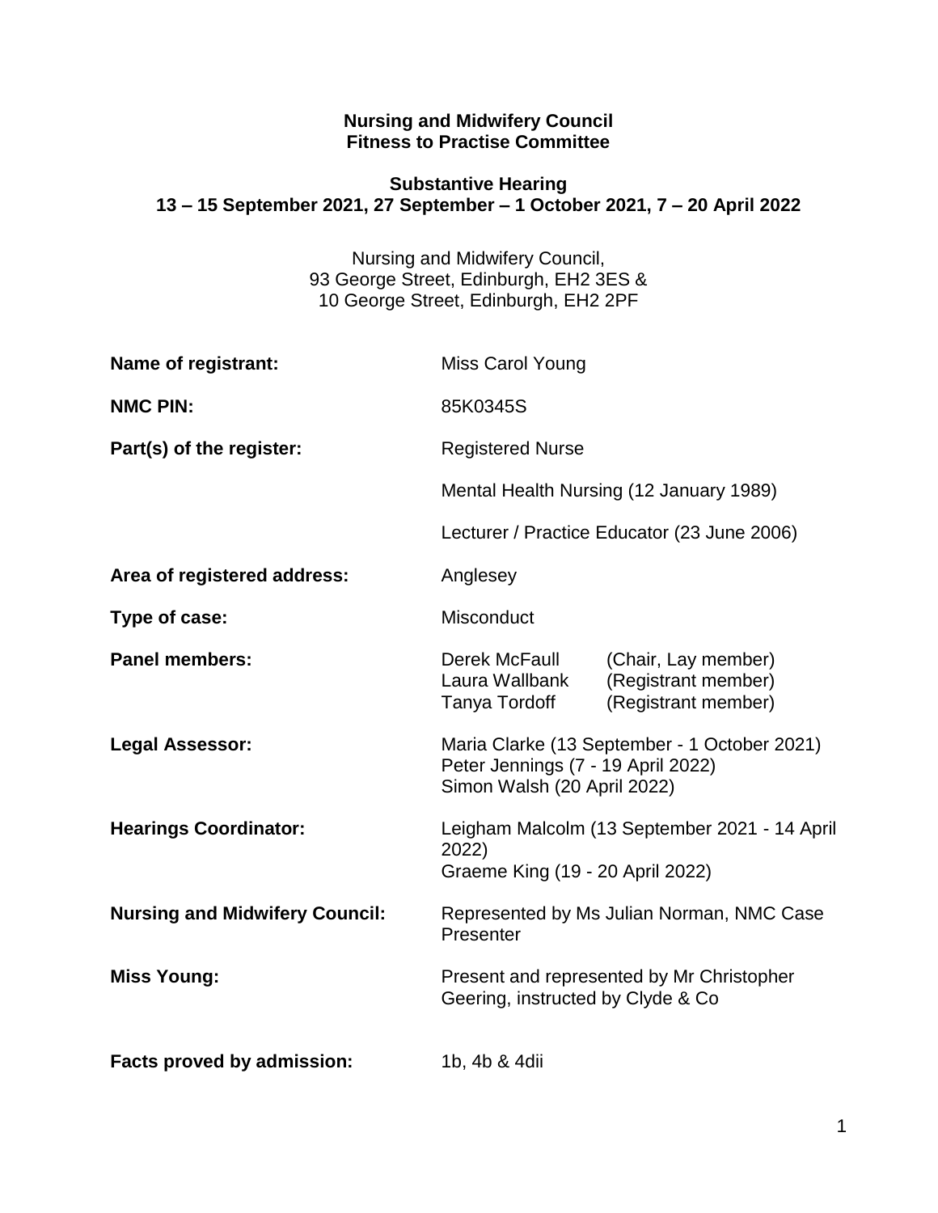**Nursing and Midwifery Council**
**Fitness to Practise Committee**

**Substantive Hearing**
**13 – 15 September 2021, 27 September – 1 October 2021, 7 – 20 April 2022**

Nursing and Midwifery Council,
93 George Street, Edinburgh, EH2 3ES &
10 George Street, Edinburgh, EH2 2PF

| | |
|---|---|
| **Name of registrant:** | Miss Carol Young |
| **NMC PIN:** | 85K0345S |
| **Part(s) of the register:** | Registered Nurse<br>Mental Health Nursing (12 January 1989)<br>Lecturer / Practice Educator (23 June 2006) |
| **Area of registered address:** | Anglesey |
| **Type of case:** | Misconduct |
| **Panel members:** | Derek McFaull (Chair, Lay member)<br>Laura Wallbank (Registrant member)<br>Tanya Tordoff (Registrant member) |
| **Legal Assessor:** | Maria Clarke (13 September - 1 October 2021)<br>Peter Jennings (7 - 19 April 2022)<br>Simon Walsh (20 April 2022) |
| **Hearings Coordinator:** | Leigham Malcolm (13 September 2021 - 14 April 2022)<br>Graeme King (19 - 20 April 2022) |
| **Nursing and Midwifery Council:** | Represented by Ms Julian Norman, NMC Case Presenter |
| **Miss Young:** | Present and represented by Mr Christopher Geering, instructed by Clyde & Co |
| **Facts proved by admission:** | 1b, 4b & 4dii |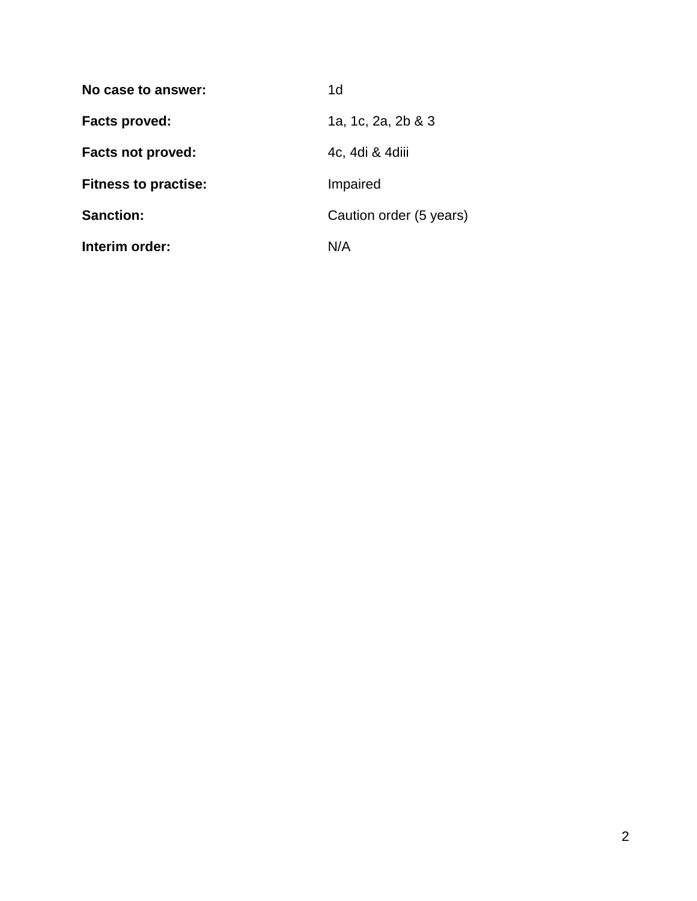**No case to answer:** 1d

**Facts proved:** 1a, 1c, 2a, 2b & 3

**Facts not proved:** 4c, 4di & 4diii

**Fitness to practise:** Impaired

**Sanction:** Caution order (5 years)

**Interim order:** N/A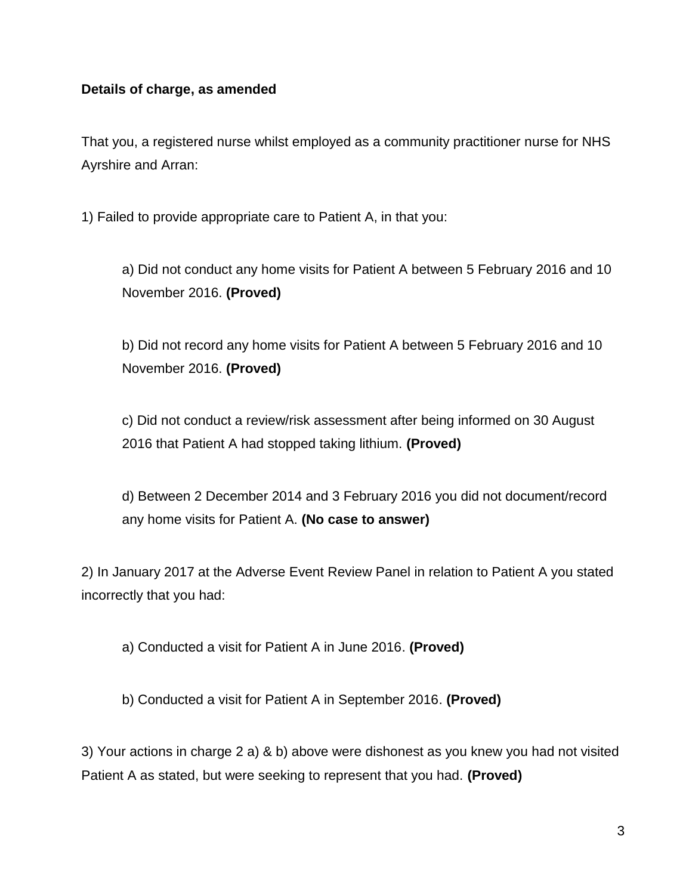**Details of charge, as amended**

That you, a registered nurse whilst employed as a community practitioner nurse for NHS Ayrshire and Arran:

1) Failed to provide appropriate care to Patient A, in that you:

> a) Did not conduct any home visits for Patient A between 5 February 2016 and 10 November 2016. **(Proved)**
>
> b) Did not record any home visits for Patient A between 5 February 2016 and 10 November 2016. **(Proved)**
>
> c) Did not conduct a review/risk assessment after being informed on 30 August 2016 that Patient A had stopped taking lithium. **(Proved)**
>
> d) Between 2 December 2014 and 3 February 2016 you did not document/record any home visits for Patient A. **(No case to answer)**

2) In January 2017 at the Adverse Event Review Panel in relation to Patient A you stated incorrectly that you had:

> a) Conducted a visit for Patient A in June 2016. **(Proved)**
>
> b) Conducted a visit for Patient A in September 2016. **(Proved)**

3) Your actions in charge 2 a) & b) above were dishonest as you knew you had not visited Patient A as stated, but were seeking to represent that you had. **(Proved)**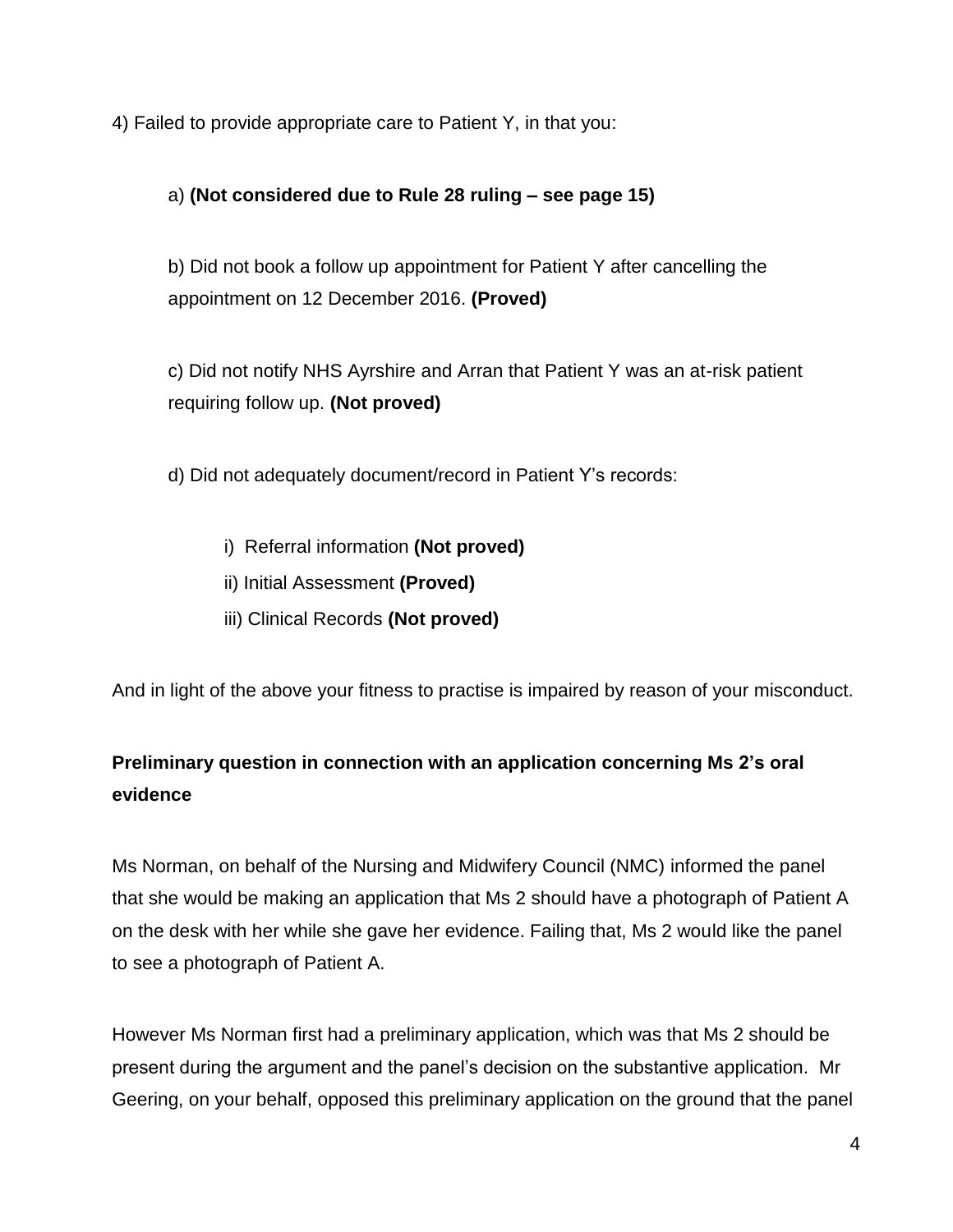4) Failed to provide appropriate care to Patient Y, in that you:

a) **(Not considered due to Rule 28 ruling – see page 15)**

b) Did not book a follow up appointment for Patient Y after cancelling the appointment on 12 December 2016. **(Proved)**

c) Did not notify NHS Ayrshire and Arran that Patient Y was an at-risk patient requiring follow up. **(Not proved)**

d) Did not adequately document/record in Patient Y's records:

i) Referral information **(Not proved)**
ii) Initial Assessment **(Proved)**
iii) Clinical Records **(Not proved)**

And in light of the above your fitness to practise is impaired by reason of your misconduct.

**Preliminary question in connection with an application concerning Ms 2's oral evidence**

Ms Norman, on behalf of the Nursing and Midwifery Council (NMC) informed the panel that she would be making an application that Ms 2 should have a photograph of Patient A on the desk with her while she gave her evidence. Failing that, Ms 2 would like the panel to see a photograph of Patient A.

However Ms Norman first had a preliminary application, which was that Ms 2 should be present during the argument and the panel's decision on the substantive application. Mr Geering, on your behalf, opposed this preliminary application on the ground that the panel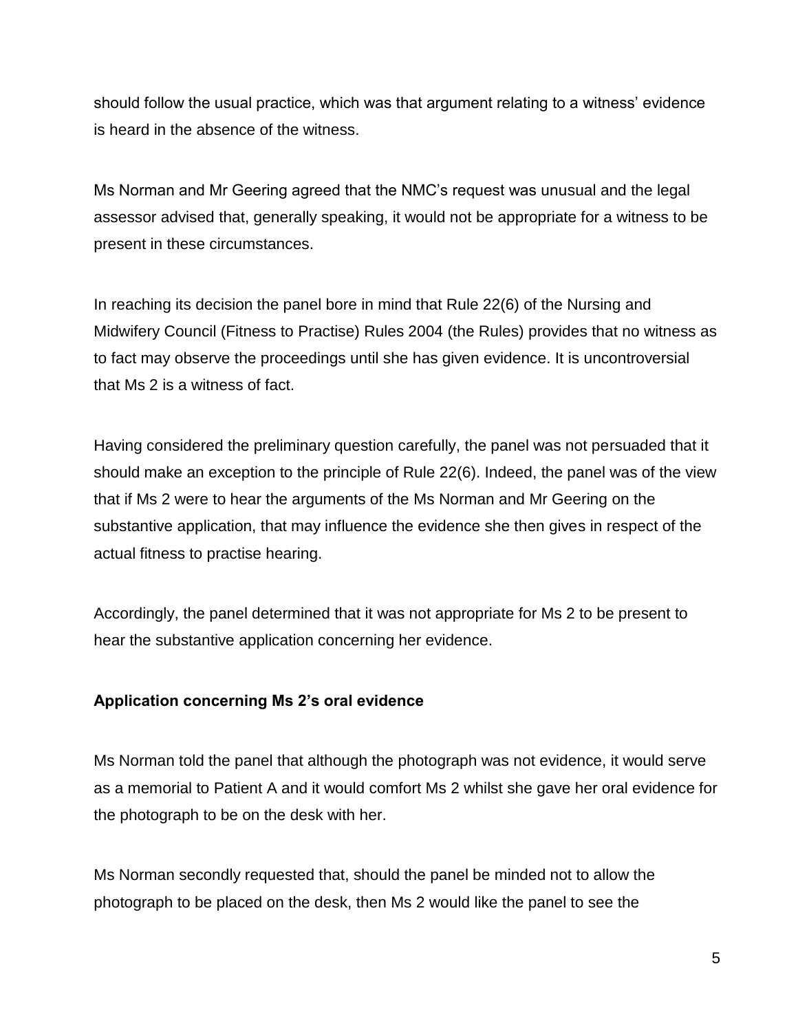should follow the usual practice, which was that argument relating to a witness' evidence is heard in the absence of the witness.

Ms Norman and Mr Geering agreed that the NMC's request was unusual and the legal assessor advised that, generally speaking, it would not be appropriate for a witness to be present in these circumstances.

In reaching its decision the panel bore in mind that Rule 22(6) of the Nursing and Midwifery Council (Fitness to Practise) Rules 2004 (the Rules) provides that no witness as to fact may observe the proceedings until she has given evidence. It is uncontroversial that Ms 2 is a witness of fact.

Having considered the preliminary question carefully, the panel was not persuaded that it should make an exception to the principle of Rule 22(6). Indeed, the panel was of the view that if Ms 2 were to hear the arguments of the Ms Norman and Mr Geering on the substantive application, that may influence the evidence she then gives in respect of the actual fitness to practise hearing.

Accordingly, the panel determined that it was not appropriate for Ms 2 to be present to hear the substantive application concerning her evidence.

**Application concerning Ms 2's oral evidence**

Ms Norman told the panel that although the photograph was not evidence, it would serve as a memorial to Patient A and it would comfort Ms 2 whilst she gave her oral evidence for the photograph to be on the desk with her.

Ms Norman secondly requested that, should the panel be minded not to allow the photograph to be placed on the desk, then Ms 2 would like the panel to see the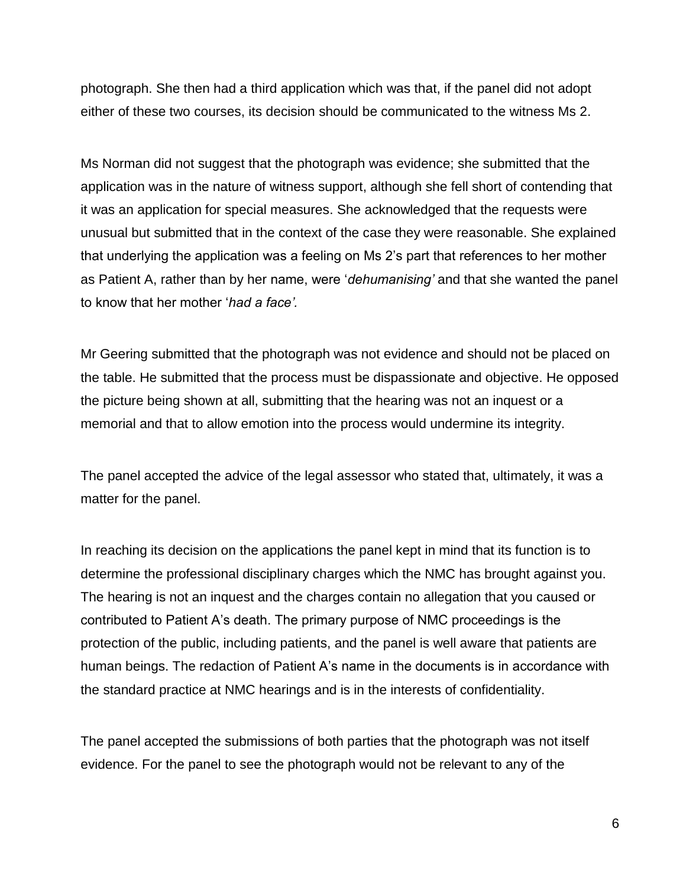photograph. She then had a third application which was that, if the panel did not adopt either of these two courses, its decision should be communicated to the witness Ms 2.

Ms Norman did not suggest that the photograph was evidence; she submitted that the application was in the nature of witness support, although she fell short of contending that it was an application for special measures. She acknowledged that the requests were unusual but submitted that in the context of the case they were reasonable. She explained that underlying the application was a feeling on Ms 2's part that references to her mother as Patient A, rather than by her name, were '*dehumanising'* and that she wanted the panel to know that her mother '*had a face'.*

Mr Geering submitted that the photograph was not evidence and should not be placed on the table. He submitted that the process must be dispassionate and objective. He opposed the picture being shown at all, submitting that the hearing was not an inquest or a memorial and that to allow emotion into the process would undermine its integrity.

The panel accepted the advice of the legal assessor who stated that, ultimately, it was a matter for the panel.

In reaching its decision on the applications the panel kept in mind that its function is to determine the professional disciplinary charges which the NMC has brought against you. The hearing is not an inquest and the charges contain no allegation that you caused or contributed to Patient A's death. The primary purpose of NMC proceedings is the protection of the public, including patients, and the panel is well aware that patients are human beings. The redaction of Patient A's name in the documents is in accordance with the standard practice at NMC hearings and is in the interests of confidentiality.

The panel accepted the submissions of both parties that the photograph was not itself evidence. For the panel to see the photograph would not be relevant to any of the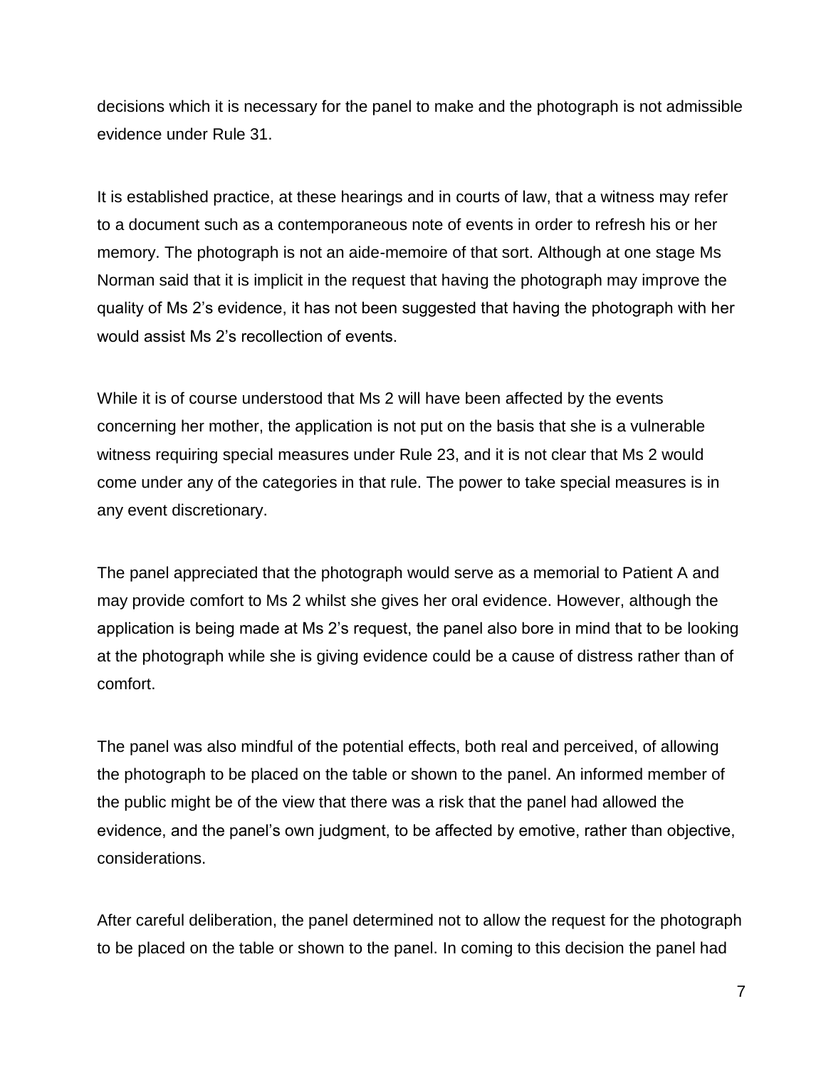decisions which it is necessary for the panel to make and the photograph is not admissible evidence under Rule 31.

It is established practice, at these hearings and in courts of law, that a witness may refer to a document such as a contemporaneous note of events in order to refresh his or her memory. The photograph is not an aide-memoire of that sort. Although at one stage Ms Norman said that it is implicit in the request that having the photograph may improve the quality of Ms 2's evidence, it has not been suggested that having the photograph with her would assist Ms 2's recollection of events.

While it is of course understood that Ms 2 will have been affected by the events concerning her mother, the application is not put on the basis that she is a vulnerable witness requiring special measures under Rule 23, and it is not clear that Ms 2 would come under any of the categories in that rule. The power to take special measures is in any event discretionary.

The panel appreciated that the photograph would serve as a memorial to Patient A and may provide comfort to Ms 2 whilst she gives her oral evidence. However, although the application is being made at Ms 2's request, the panel also bore in mind that to be looking at the photograph while she is giving evidence could be a cause of distress rather than of comfort.

The panel was also mindful of the potential effects, both real and perceived, of allowing the photograph to be placed on the table or shown to the panel. An informed member of the public might be of the view that there was a risk that the panel had allowed the evidence, and the panel's own judgment, to be affected by emotive, rather than objective, considerations.

After careful deliberation, the panel determined not to allow the request for the photograph to be placed on the table or shown to the panel. In coming to this decision the panel had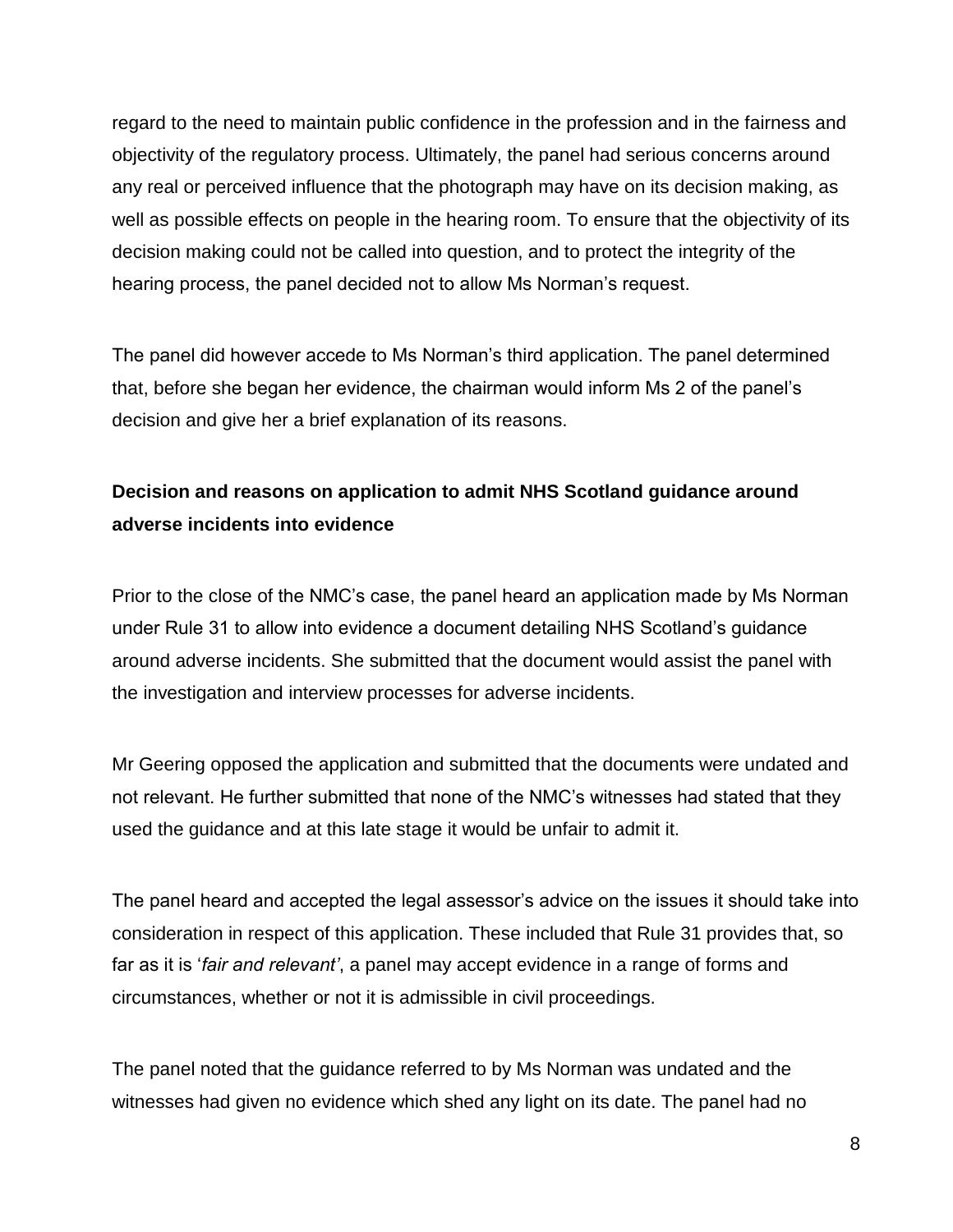regard to the need to maintain public confidence in the profession and in the fairness and objectivity of the regulatory process. Ultimately, the panel had serious concerns around any real or perceived influence that the photograph may have on its decision making, as well as possible effects on people in the hearing room. To ensure that the objectivity of its decision making could not be called into question, and to protect the integrity of the hearing process, the panel decided not to allow Ms Norman's request.

The panel did however accede to Ms Norman's third application. The panel determined that, before she began her evidence, the chairman would inform Ms 2 of the panel's decision and give her a brief explanation of its reasons.

**Decision and reasons on application to admit NHS Scotland guidance around adverse incidents into evidence**

Prior to the close of the NMC's case, the panel heard an application made by Ms Norman under Rule 31 to allow into evidence a document detailing NHS Scotland's guidance around adverse incidents. She submitted that the document would assist the panel with the investigation and interview processes for adverse incidents.

Mr Geering opposed the application and submitted that the documents were undated and not relevant. He further submitted that none of the NMC's witnesses had stated that they used the guidance and at this late stage it would be unfair to admit it.

The panel heard and accepted the legal assessor's advice on the issues it should take into consideration in respect of this application. These included that Rule 31 provides that, so far as it is '*fair and relevant'*, a panel may accept evidence in a range of forms and circumstances, whether or not it is admissible in civil proceedings.

The panel noted that the guidance referred to by Ms Norman was undated and the witnesses had given no evidence which shed any light on its date. The panel had no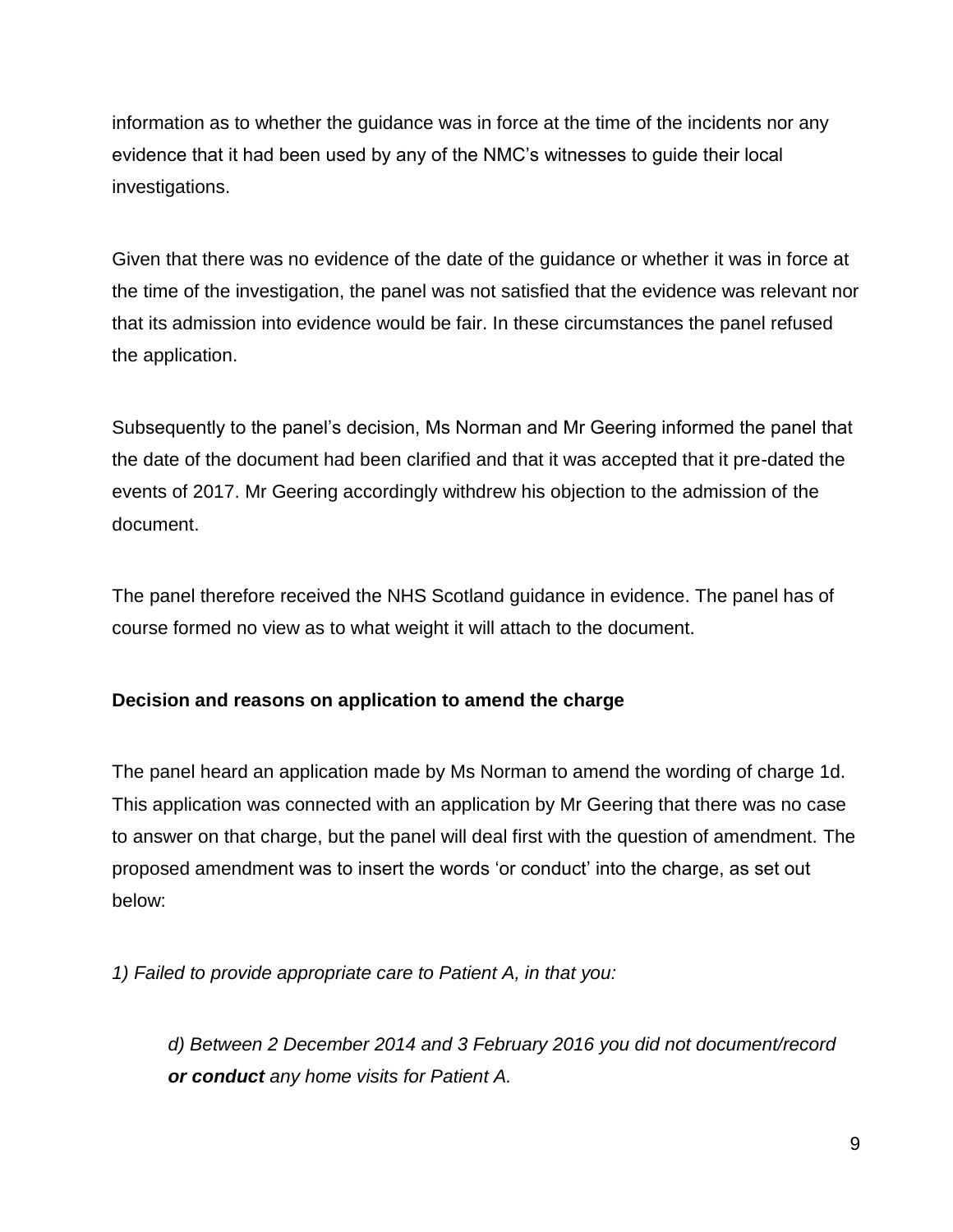information as to whether the guidance was in force at the time of the incidents nor any evidence that it had been used by any of the NMC's witnesses to guide their local investigations.

Given that there was no evidence of the date of the guidance or whether it was in force at the time of the investigation, the panel was not satisfied that the evidence was relevant nor that its admission into evidence would be fair. In these circumstances the panel refused the application.

Subsequently to the panel's decision, Ms Norman and Mr Geering informed the panel that the date of the document had been clarified and that it was accepted that it pre-dated the events of 2017. Mr Geering accordingly withdrew his objection to the admission of the document.

The panel therefore received the NHS Scotland guidance in evidence. The panel has of course formed no view as to what weight it will attach to the document.

**Decision and reasons on application to amend the charge**

The panel heard an application made by Ms Norman to amend the wording of charge 1d. This application was connected with an application by Mr Geering that there was no case to answer on that charge, but the panel will deal first with the question of amendment. The proposed amendment was to insert the words 'or conduct' into the charge, as set out below:

*1) Failed to provide appropriate care to Patient A, in that you:*

> *d) Between 2 December 2014 and 3 February 2016 you did not document/record* ***or conduct*** *any home visits for Patient A.*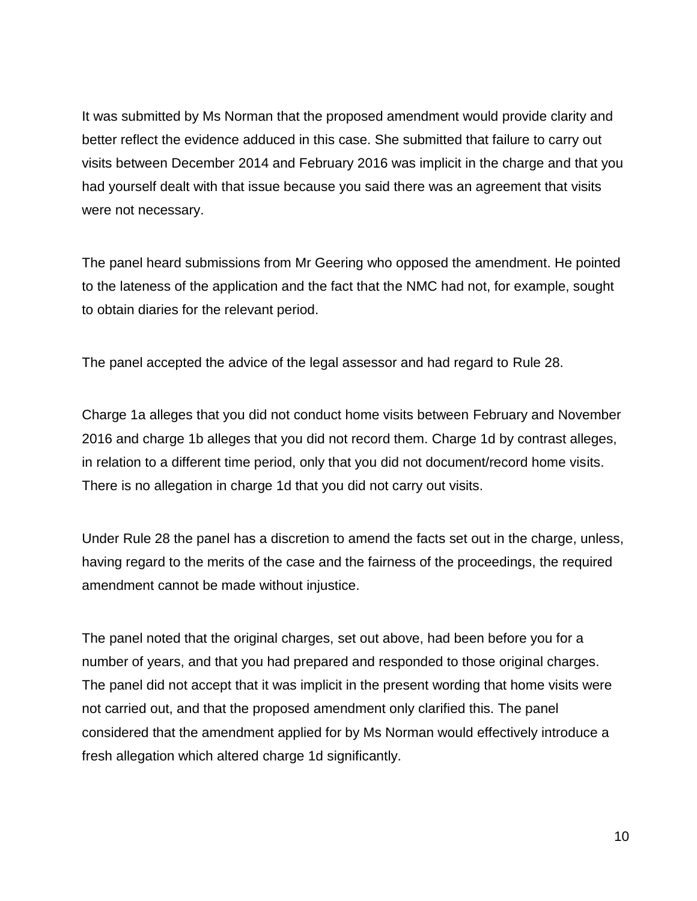It was submitted by Ms Norman that the proposed amendment would provide clarity and better reflect the evidence adduced in this case. She submitted that failure to carry out visits between December 2014 and February 2016 was implicit in the charge and that you had yourself dealt with that issue because you said there was an agreement that visits were not necessary.

The panel heard submissions from Mr Geering who opposed the amendment. He pointed to the lateness of the application and the fact that the NMC had not, for example, sought to obtain diaries for the relevant period.

The panel accepted the advice of the legal assessor and had regard to Rule 28.

Charge 1a alleges that you did not conduct home visits between February and November 2016 and charge 1b alleges that you did not record them. Charge 1d by contrast alleges, in relation to a different time period, only that you did not document/record home visits. There is no allegation in charge 1d that you did not carry out visits.

Under Rule 28 the panel has a discretion to amend the facts set out in the charge, unless, having regard to the merits of the case and the fairness of the proceedings, the required amendment cannot be made without injustice.

The panel noted that the original charges, set out above, had been before you for a number of years, and that you had prepared and responded to those original charges. The panel did not accept that it was implicit in the present wording that home visits were not carried out, and that the proposed amendment only clarified this. The panel considered that the amendment applied for by Ms Norman would effectively introduce a fresh allegation which altered charge 1d significantly.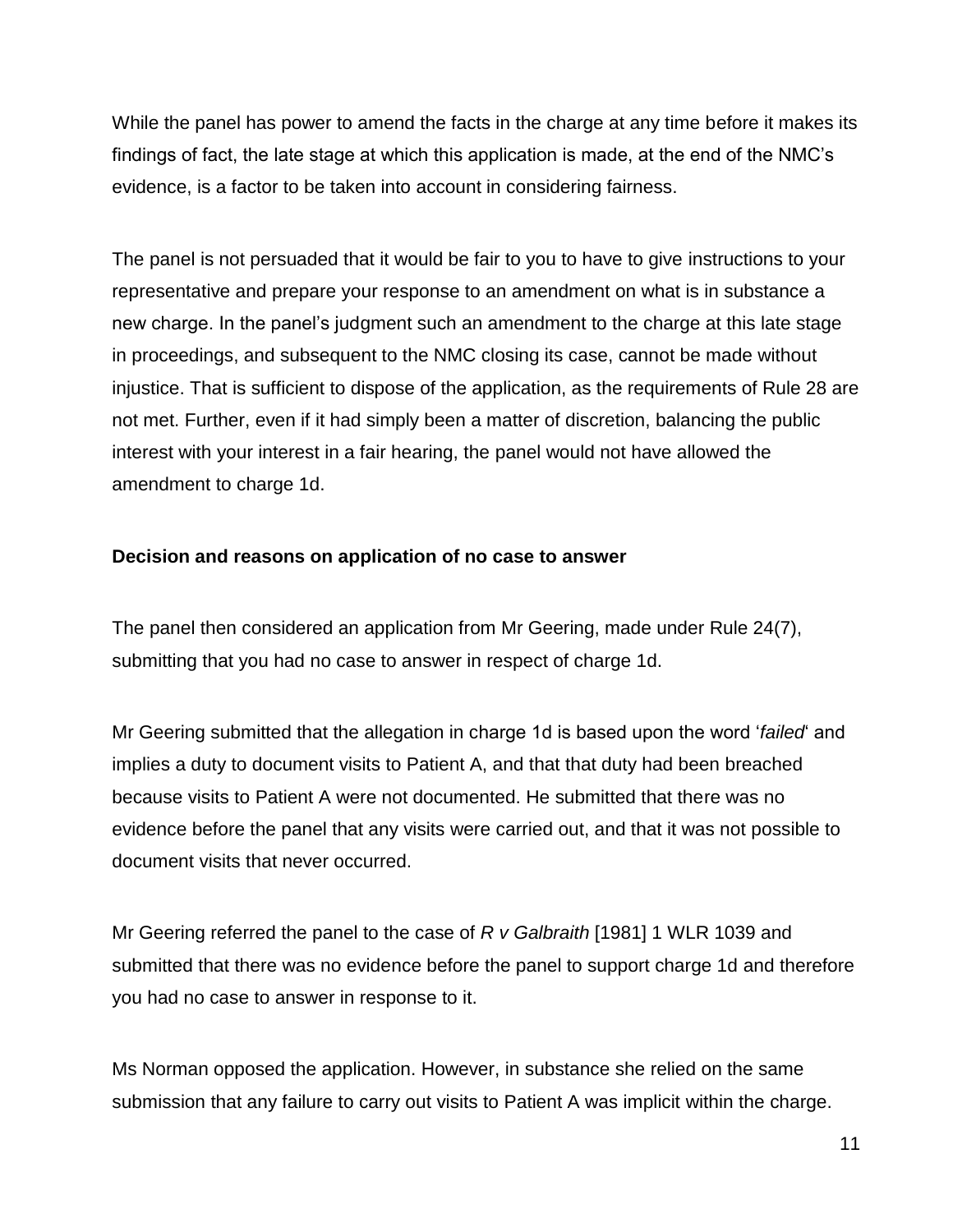While the panel has power to amend the facts in the charge at any time before it makes its findings of fact, the late stage at which this application is made, at the end of the NMC's evidence, is a factor to be taken into account in considering fairness.

The panel is not persuaded that it would be fair to you to have to give instructions to your representative and prepare your response to an amendment on what is in substance a new charge. In the panel's judgment such an amendment to the charge at this late stage in proceedings, and subsequent to the NMC closing its case, cannot be made without injustice. That is sufficient to dispose of the application, as the requirements of Rule 28 are not met. Further, even if it had simply been a matter of discretion, balancing the public interest with your interest in a fair hearing, the panel would not have allowed the amendment to charge 1d.

**Decision and reasons on application of no case to answer**

The panel then considered an application from Mr Geering, made under Rule 24(7), submitting that you had no case to answer in respect of charge 1d.

Mr Geering submitted that the allegation in charge 1d is based upon the word '*failed*' and implies a duty to document visits to Patient A, and that that duty had been breached because visits to Patient A were not documented. He submitted that there was no evidence before the panel that any visits were carried out, and that it was not possible to document visits that never occurred.

Mr Geering referred the panel to the case of *R v Galbraith* [1981] 1 WLR 1039 and submitted that there was no evidence before the panel to support charge 1d and therefore you had no case to answer in response to it.

Ms Norman opposed the application. However, in substance she relied on the same submission that any failure to carry out visits to Patient A was implicit within the charge.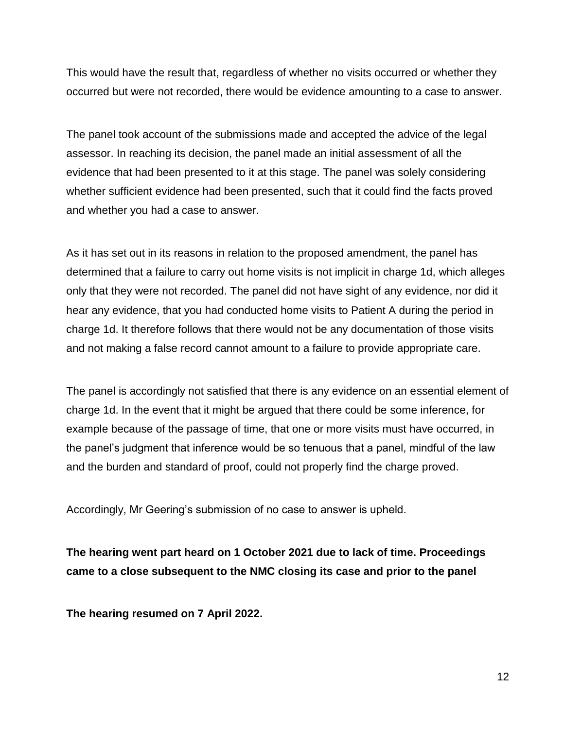This would have the result that, regardless of whether no visits occurred or whether they occurred but were not recorded, there would be evidence amounting to a case to answer.

The panel took account of the submissions made and accepted the advice of the legal assessor. In reaching its decision, the panel made an initial assessment of all the evidence that had been presented to it at this stage. The panel was solely considering whether sufficient evidence had been presented, such that it could find the facts proved and whether you had a case to answer.

As it has set out in its reasons in relation to the proposed amendment, the panel has determined that a failure to carry out home visits is not implicit in charge 1d, which alleges only that they were not recorded. The panel did not have sight of any evidence, nor did it hear any evidence, that you had conducted home visits to Patient A during the period in charge 1d. It therefore follows that there would not be any documentation of those visits and not making a false record cannot amount to a failure to provide appropriate care.

The panel is accordingly not satisfied that there is any evidence on an essential element of charge 1d. In the event that it might be argued that there could be some inference, for example because of the passage of time, that one or more visits must have occurred, in the panel's judgment that inference would be so tenuous that a panel, mindful of the law and the burden and standard of proof, could not properly find the charge proved.

Accordingly, Mr Geering's submission of no case to answer is upheld.

**The hearing went part heard on 1 October 2021 due to lack of time. Proceedings came to a close subsequent to the NMC closing its case and prior to the panel**

**The hearing resumed on 7 April 2022.**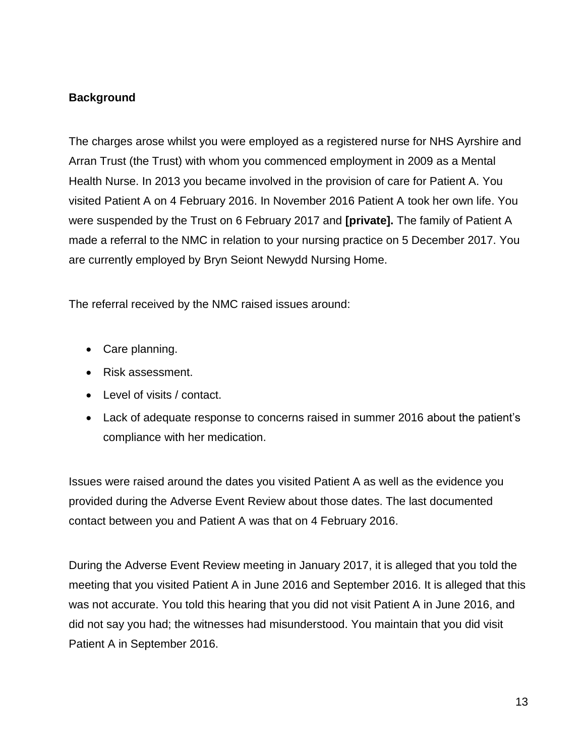**Background**

The charges arose whilst you were employed as a registered nurse for NHS Ayrshire and Arran Trust (the Trust) with whom you commenced employment in 2009 as a Mental Health Nurse. In 2013 you became involved in the provision of care for Patient A. You visited Patient A on 4 February 2016. In November 2016 Patient A took her own life. You were suspended by the Trust on 6 February 2017 and **[private].** The family of Patient A made a referral to the NMC in relation to your nursing practice on 5 December 2017. You are currently employed by Bryn Seiont Newydd Nursing Home.

The referral received by the NMC raised issues around:

- Care planning.
- Risk assessment.
- Level of visits / contact.
- Lack of adequate response to concerns raised in summer 2016 about the patient's compliance with her medication.

Issues were raised around the dates you visited Patient A as well as the evidence you provided during the Adverse Event Review about those dates. The last documented contact between you and Patient A was that on 4 February 2016.

During the Adverse Event Review meeting in January 2017, it is alleged that you told the meeting that you visited Patient A in June 2016 and September 2016. It is alleged that this was not accurate. You told this hearing that you did not visit Patient A in June 2016, and did not say you had; the witnesses had misunderstood. You maintain that you did visit Patient A in September 2016.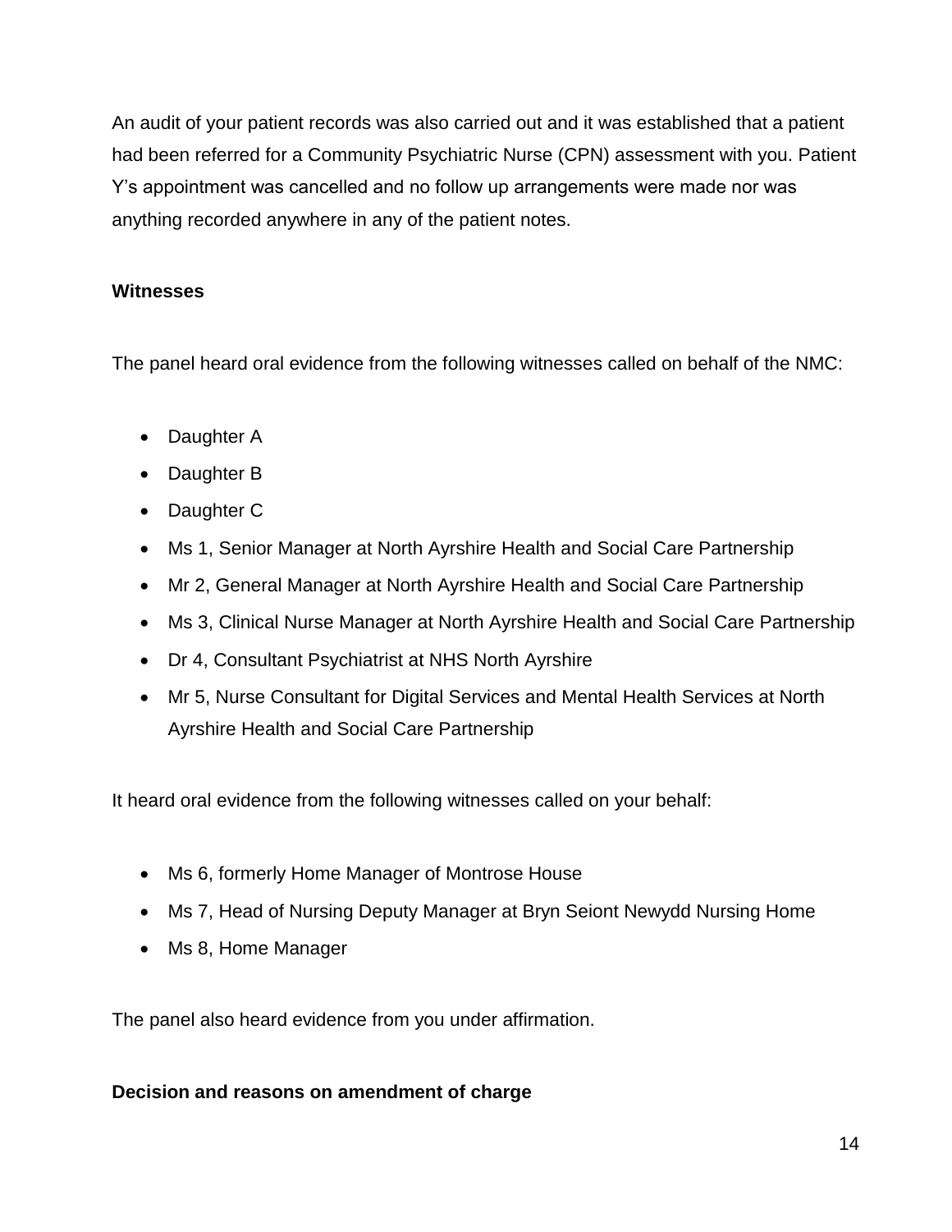An audit of your patient records was also carried out and it was established that a patient had been referred for a Community Psychiatric Nurse (CPN) assessment with you. Patient Y's appointment was cancelled and no follow up arrangements were made nor was anything recorded anywhere in any of the patient notes.

**Witnesses**

The panel heard oral evidence from the following witnesses called on behalf of the NMC:

- Daughter A
- Daughter B
- Daughter C
- Ms 1, Senior Manager at North Ayrshire Health and Social Care Partnership
- Mr 2, General Manager at North Ayrshire Health and Social Care Partnership
- Ms 3, Clinical Nurse Manager at North Ayrshire Health and Social Care Partnership
- Dr 4, Consultant Psychiatrist at NHS North Ayrshire
- Mr 5, Nurse Consultant for Digital Services and Mental Health Services at North Ayrshire Health and Social Care Partnership

It heard oral evidence from the following witnesses called on your behalf:

- Ms 6, formerly Home Manager of Montrose House
- Ms 7, Head of Nursing Deputy Manager at Bryn Seiont Newydd Nursing Home
- Ms 8, Home Manager

The panel also heard evidence from you under affirmation.

**Decision and reasons on amendment of charge**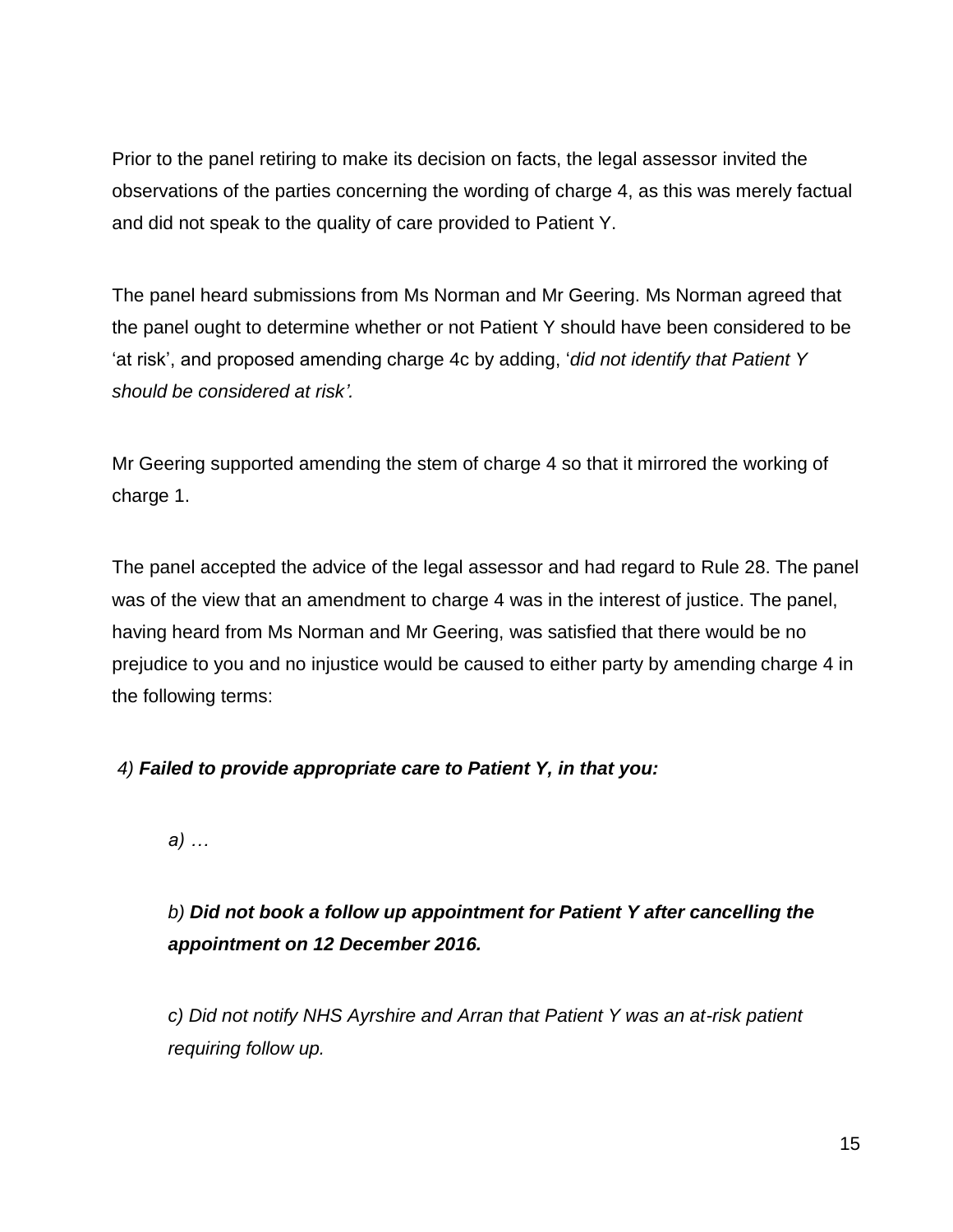Prior to the panel retiring to make its decision on facts, the legal assessor invited the observations of the parties concerning the wording of charge 4, as this was merely factual and did not speak to the quality of care provided to Patient Y.

The panel heard submissions from Ms Norman and Mr Geering. Ms Norman agreed that the panel ought to determine whether or not Patient Y should have been considered to be ‘at risk’, and proposed amending charge 4c by adding, ‘*did not identify that Patient Y should be considered at risk’.*

Mr Geering supported amending the stem of charge 4 so that it mirrored the working of charge 1.

The panel accepted the advice of the legal assessor and had regard to Rule 28. The panel was of the view that an amendment to charge 4 was in the interest of justice. The panel, having heard from Ms Norman and Mr Geering, was satisfied that there would be no prejudice to you and no injustice would be caused to either party by amending charge 4 in the following terms:

*4)* ***Failed to provide appropriate care to Patient Y, in that you:***

> *a) …*
>
> *b)* ***Did not book a follow up appointment for Patient Y after cancelling the appointment on 12 December 2016.***
>
> *c) Did not notify NHS Ayrshire and Arran that Patient Y was an at-risk patient requiring follow up.*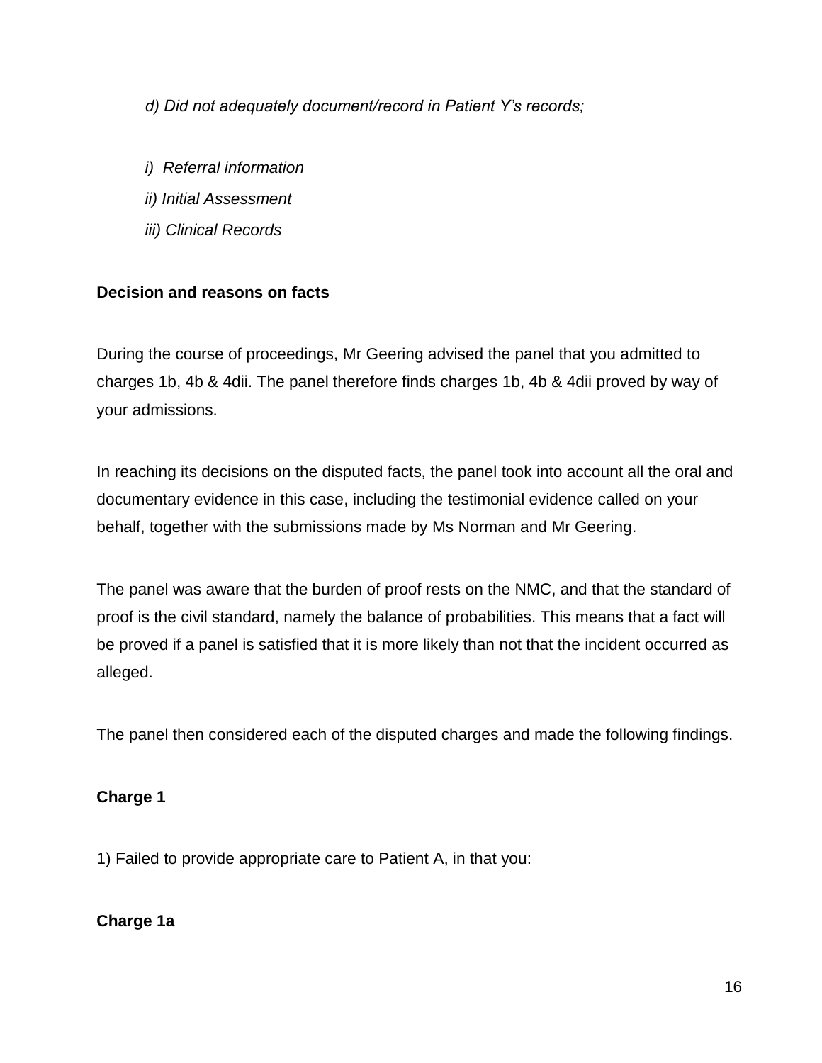*d) Did not adequately document/record in Patient Y's records;*

*i) Referral information*
*ii) Initial Assessment*
*iii) Clinical Records*

**Decision and reasons on facts**

During the course of proceedings, Mr Geering advised the panel that you admitted to charges 1b, 4b & 4dii. The panel therefore finds charges 1b, 4b & 4dii proved by way of your admissions.

In reaching its decisions on the disputed facts, the panel took into account all the oral and documentary evidence in this case, including the testimonial evidence called on your behalf, together with the submissions made by Ms Norman and Mr Geering.

The panel was aware that the burden of proof rests on the NMC, and that the standard of proof is the civil standard, namely the balance of probabilities. This means that a fact will be proved if a panel is satisfied that it is more likely than not that the incident occurred as alleged.

The panel then considered each of the disputed charges and made the following findings.

**Charge 1**

1) Failed to provide appropriate care to Patient A, in that you:

**Charge 1a**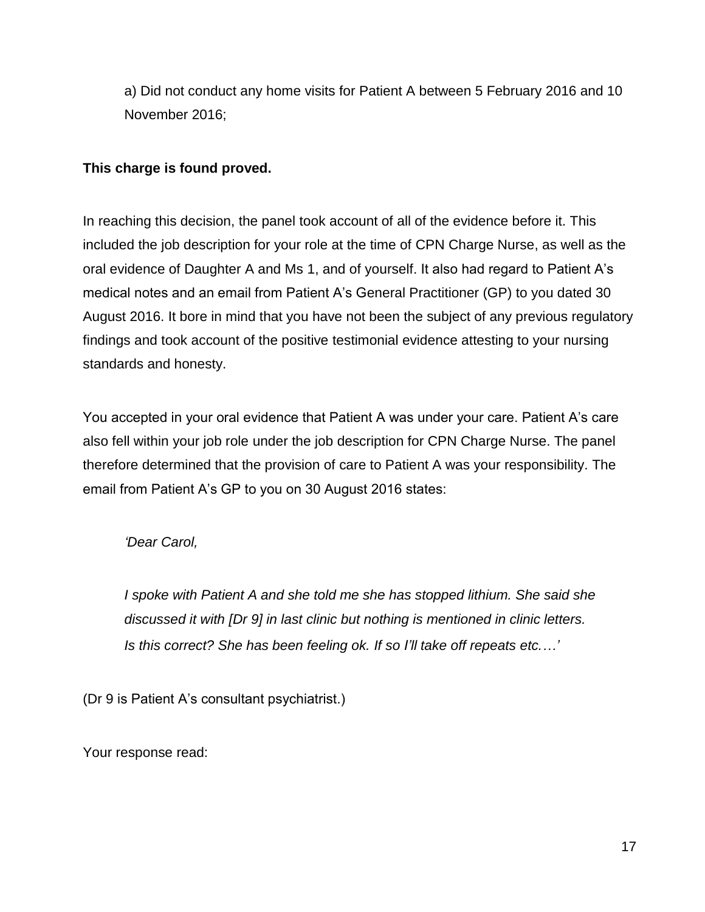a) Did not conduct any home visits for Patient A between 5 February 2016 and 10 November 2016;

**This charge is found proved.**

In reaching this decision, the panel took account of all of the evidence before it. This included the job description for your role at the time of CPN Charge Nurse, as well as the oral evidence of Daughter A and Ms 1, and of yourself. It also had regard to Patient A's medical notes and an email from Patient A's General Practitioner (GP) to you dated 30 August 2016. It bore in mind that you have not been the subject of any previous regulatory findings and took account of the positive testimonial evidence attesting to your nursing standards and honesty.

You accepted in your oral evidence that Patient A was under your care. Patient A's care also fell within your job role under the job description for CPN Charge Nurse. The panel therefore determined that the provision of care to Patient A was your responsibility. The email from Patient A's GP to you on 30 August 2016 states:

> *'Dear Carol,*
>
> *I spoke with Patient A and she told me she has stopped lithium. She said she discussed it with [Dr 9] in last clinic but nothing is mentioned in clinic letters. Is this correct? She has been feeling ok. If so I'll take off repeats etc.…'*

(Dr 9 is Patient A's consultant psychiatrist.)

Your response read: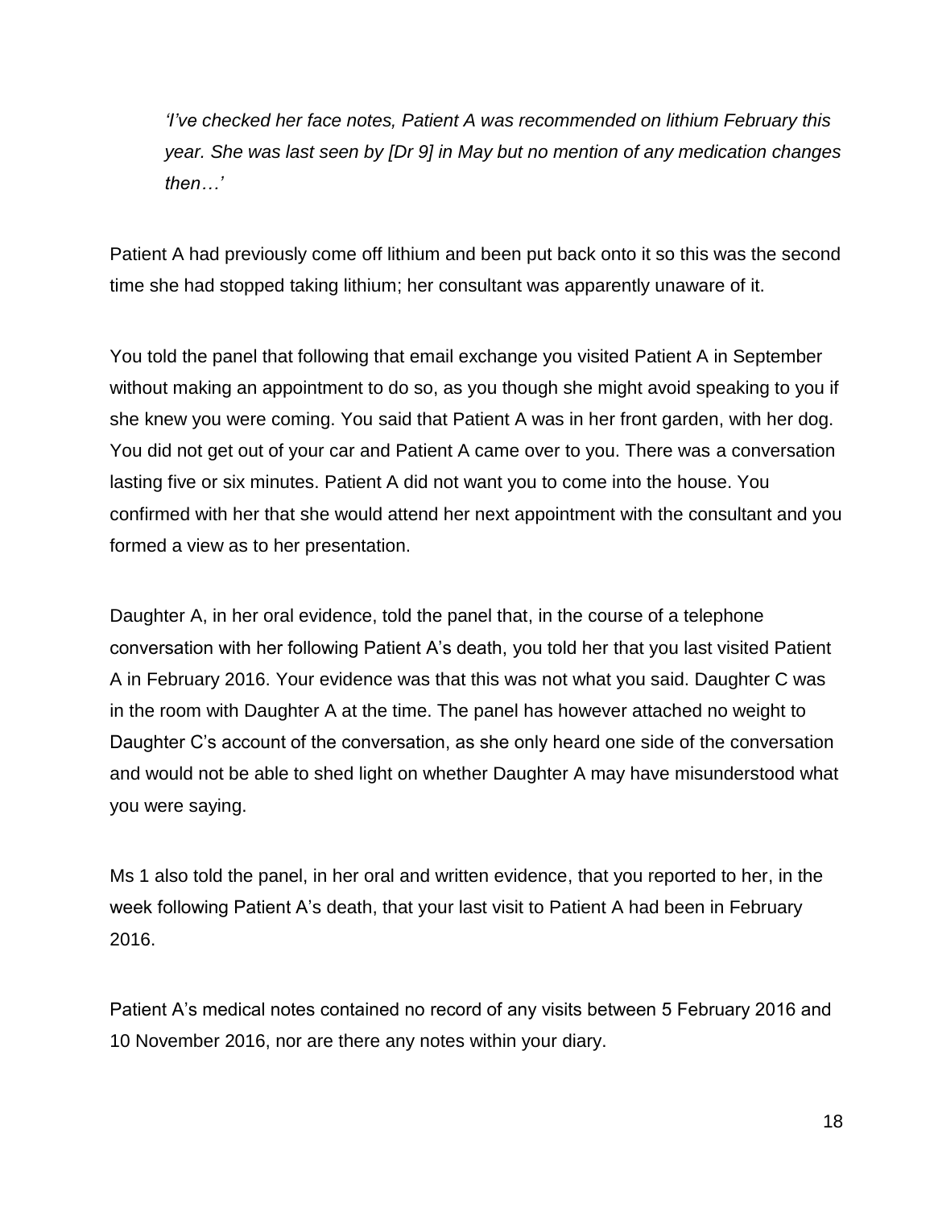*'I've checked her face notes, Patient A was recommended on lithium February this year. She was last seen by [Dr 9] in May but no mention of any medication changes then…'*

Patient A had previously come off lithium and been put back onto it so this was the second time she had stopped taking lithium; her consultant was apparently unaware of it.

You told the panel that following that email exchange you visited Patient A in September without making an appointment to do so, as you though she might avoid speaking to you if she knew you were coming. You said that Patient A was in her front garden, with her dog. You did not get out of your car and Patient A came over to you. There was a conversation lasting five or six minutes. Patient A did not want you to come into the house. You confirmed with her that she would attend her next appointment with the consultant and you formed a view as to her presentation.

Daughter A, in her oral evidence, told the panel that, in the course of a telephone conversation with her following Patient A's death, you told her that you last visited Patient A in February 2016. Your evidence was that this was not what you said. Daughter C was in the room with Daughter A at the time. The panel has however attached no weight to Daughter C's account of the conversation, as she only heard one side of the conversation and would not be able to shed light on whether Daughter A may have misunderstood what you were saying.

Ms 1 also told the panel, in her oral and written evidence, that you reported to her, in the week following Patient A's death, that your last visit to Patient A had been in February 2016.

Patient A's medical notes contained no record of any visits between 5 February 2016 and 10 November 2016, nor are there any notes within your diary.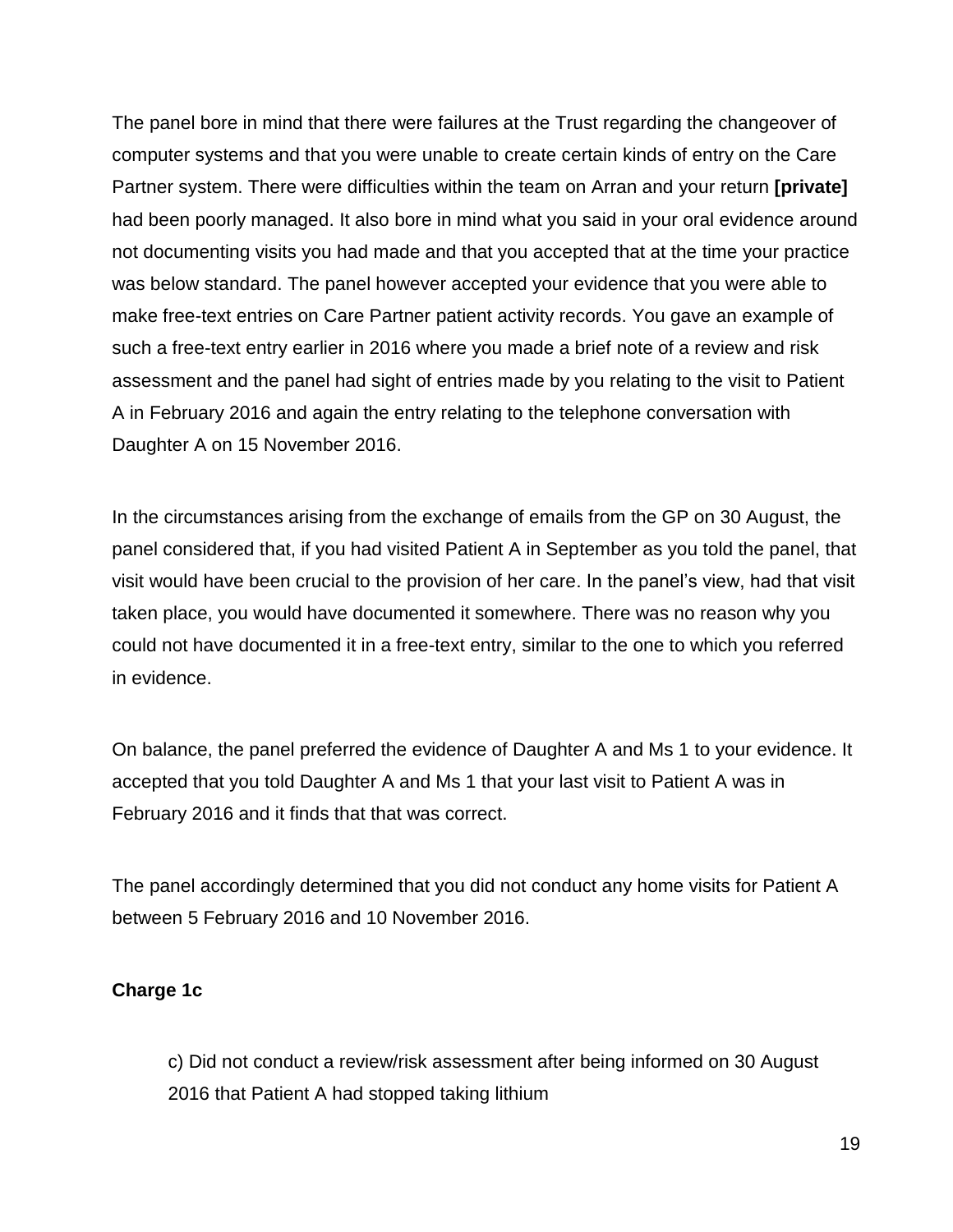The panel bore in mind that there were failures at the Trust regarding the changeover of computer systems and that you were unable to create certain kinds of entry on the Care Partner system. There were difficulties within the team on Arran and your return **[private]** had been poorly managed. It also bore in mind what you said in your oral evidence around not documenting visits you had made and that you accepted that at the time your practice was below standard. The panel however accepted your evidence that you were able to make free-text entries on Care Partner patient activity records. You gave an example of such a free-text entry earlier in 2016 where you made a brief note of a review and risk assessment and the panel had sight of entries made by you relating to the visit to Patient A in February 2016 and again the entry relating to the telephone conversation with Daughter A on 15 November 2016.

In the circumstances arising from the exchange of emails from the GP on 30 August, the panel considered that, if you had visited Patient A in September as you told the panel, that visit would have been crucial to the provision of her care. In the panel's view, had that visit taken place, you would have documented it somewhere. There was no reason why you could not have documented it in a free-text entry, similar to the one to which you referred in evidence.

On balance, the panel preferred the evidence of Daughter A and Ms 1 to your evidence. It accepted that you told Daughter A and Ms 1 that your last visit to Patient A was in February 2016 and it finds that that was correct.

The panel accordingly determined that you did not conduct any home visits for Patient A between 5 February 2016 and 10 November 2016.

**Charge 1c**

> c) Did not conduct a review/risk assessment after being informed on 30 August 2016 that Patient A had stopped taking lithium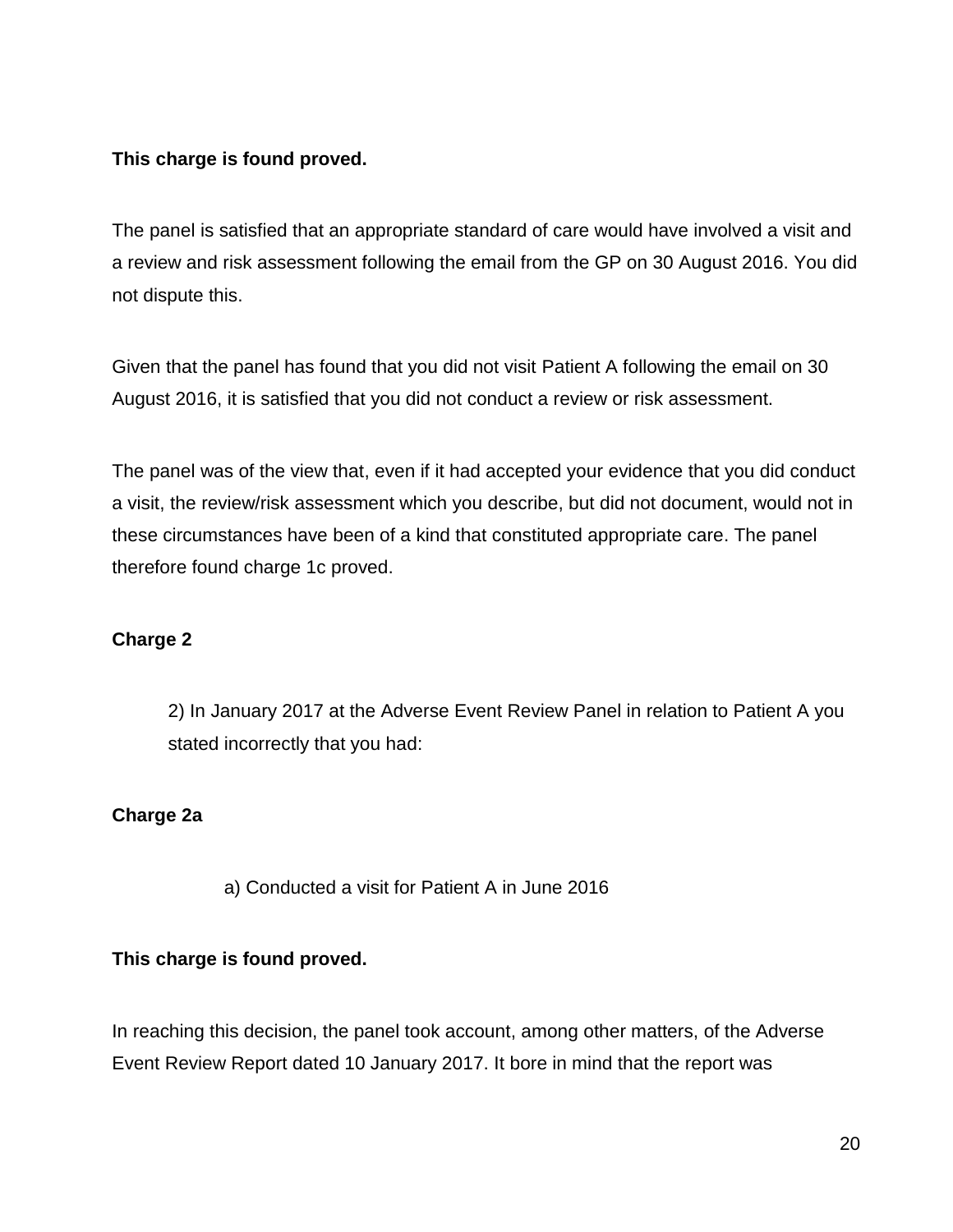**This charge is found proved.**

The panel is satisfied that an appropriate standard of care would have involved a visit and a review and risk assessment following the email from the GP on 30 August 2016. You did not dispute this.

Given that the panel has found that you did not visit Patient A following the email on 30 August 2016, it is satisfied that you did not conduct a review or risk assessment.

The panel was of the view that, even if it had accepted your evidence that you did conduct a visit, the review/risk assessment which you describe, but did not document, would not in these circumstances have been of a kind that constituted appropriate care. The panel therefore found charge 1c proved.

**Charge 2**

> 2) In January 2017 at the Adverse Event Review Panel in relation to Patient A you stated incorrectly that you had:

**Charge 2a**

> a) Conducted a visit for Patient A in June 2016

**This charge is found proved.**

In reaching this decision, the panel took account, among other matters, of the Adverse Event Review Report dated 10 January 2017. It bore in mind that the report was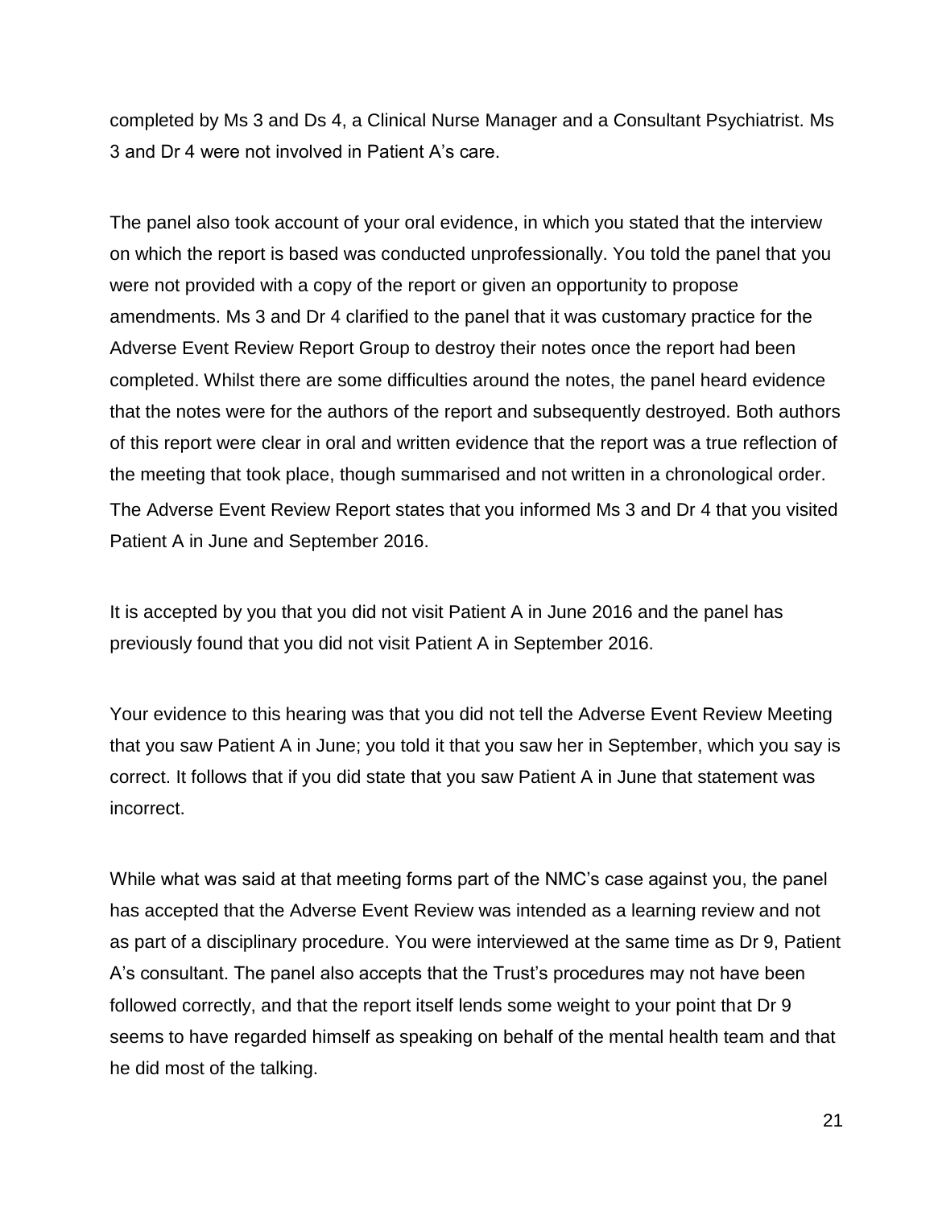completed by Ms 3 and Ds 4, a Clinical Nurse Manager and a Consultant Psychiatrist. Ms 3 and Dr 4 were not involved in Patient A's care.

The panel also took account of your oral evidence, in which you stated that the interview on which the report is based was conducted unprofessionally. You told the panel that you were not provided with a copy of the report or given an opportunity to propose amendments. Ms 3 and Dr 4 clarified to the panel that it was customary practice for the Adverse Event Review Report Group to destroy their notes once the report had been completed. Whilst there are some difficulties around the notes, the panel heard evidence that the notes were for the authors of the report and subsequently destroyed. Both authors of this report were clear in oral and written evidence that the report was a true reflection of the meeting that took place, though summarised and not written in a chronological order. The Adverse Event Review Report states that you informed Ms 3 and Dr 4 that you visited Patient A in June and September 2016.

It is accepted by you that you did not visit Patient A in June 2016 and the panel has previously found that you did not visit Patient A in September 2016.

Your evidence to this hearing was that you did not tell the Adverse Event Review Meeting that you saw Patient A in June; you told it that you saw her in September, which you say is correct. It follows that if you did state that you saw Patient A in June that statement was incorrect.

While what was said at that meeting forms part of the NMC's case against you, the panel has accepted that the Adverse Event Review was intended as a learning review and not as part of a disciplinary procedure. You were interviewed at the same time as Dr 9, Patient A's consultant. The panel also accepts that the Trust's procedures may not have been followed correctly, and that the report itself lends some weight to your point that Dr 9 seems to have regarded himself as speaking on behalf of the mental health team and that he did most of the talking.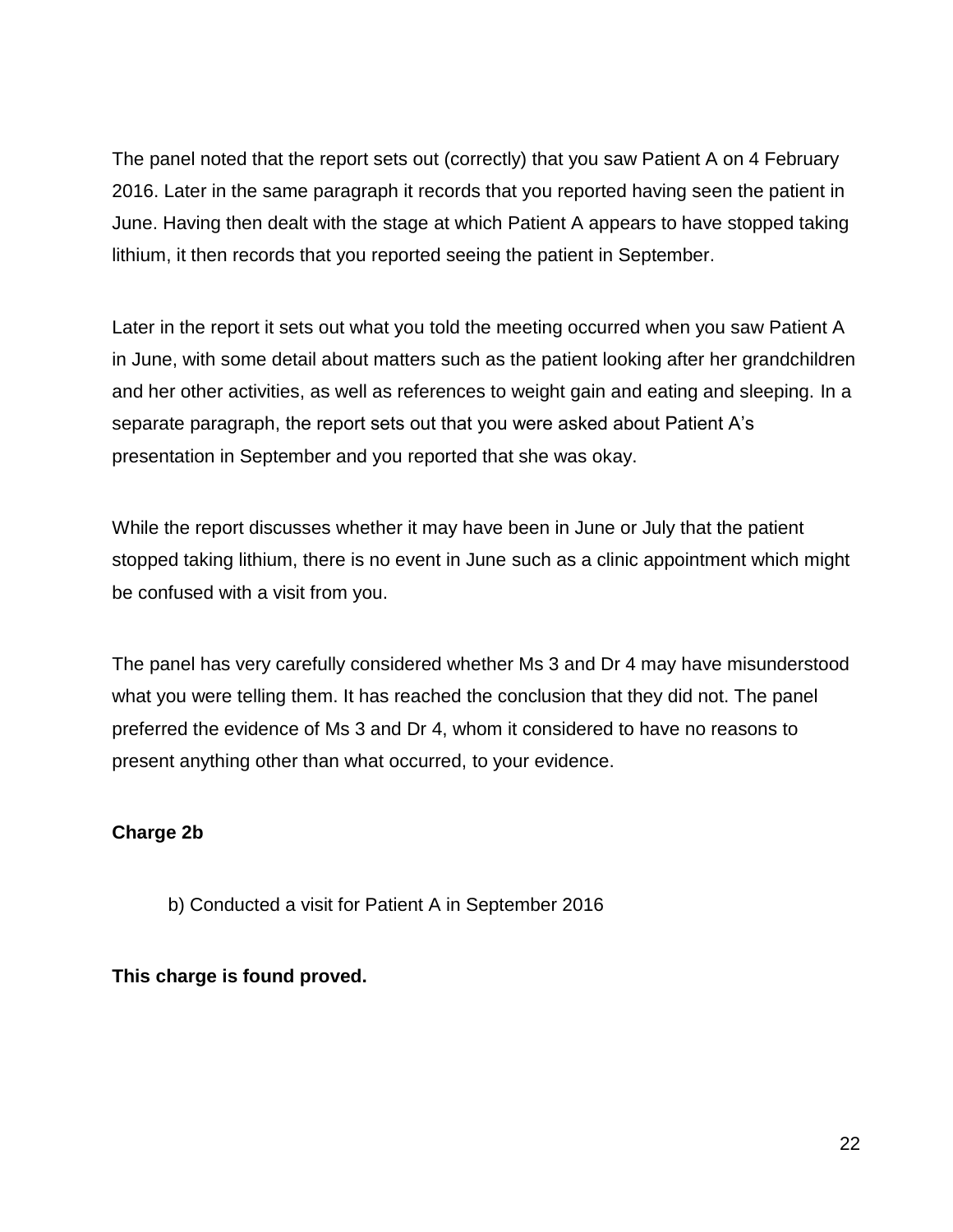The panel noted that the report sets out (correctly) that you saw Patient A on 4 February 2016. Later in the same paragraph it records that you reported having seen the patient in June. Having then dealt with the stage at which Patient A appears to have stopped taking lithium, it then records that you reported seeing the patient in September.

Later in the report it sets out what you told the meeting occurred when you saw Patient A in June, with some detail about matters such as the patient looking after her grandchildren and her other activities, as well as references to weight gain and eating and sleeping. In a separate paragraph, the report sets out that you were asked about Patient A's presentation in September and you reported that she was okay.

While the report discusses whether it may have been in June or July that the patient stopped taking lithium, there is no event in June such as a clinic appointment which might be confused with a visit from you.

The panel has very carefully considered whether Ms 3 and Dr 4 may have misunderstood what you were telling them. It has reached the conclusion that they did not. The panel preferred the evidence of Ms 3 and Dr 4, whom it considered to have no reasons to present anything other than what occurred, to your evidence.

**Charge 2b**

> b) Conducted a visit for Patient A in September 2016

**This charge is found proved.**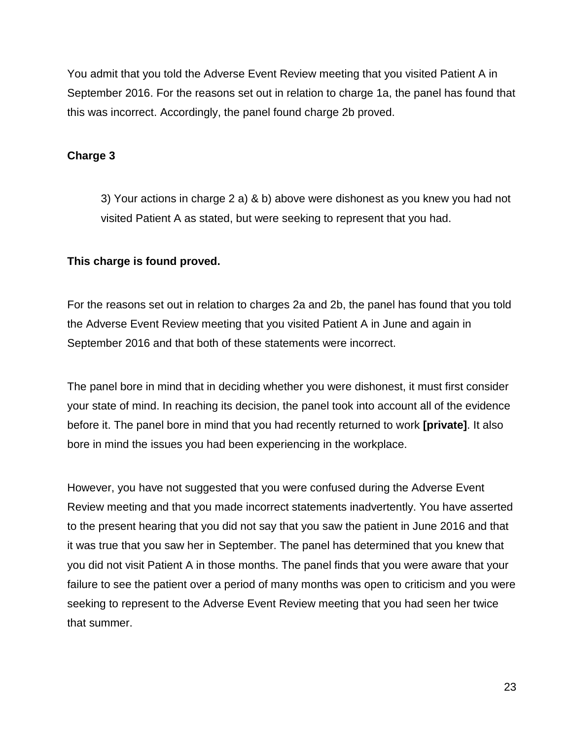You admit that you told the Adverse Event Review meeting that you visited Patient A in September 2016. For the reasons set out in relation to charge 1a, the panel has found that this was incorrect. Accordingly, the panel found charge 2b proved.

**Charge 3**

> 3) Your actions in charge 2 a) & b) above were dishonest as you knew you had not visited Patient A as stated, but were seeking to represent that you had.

**This charge is found proved.**

For the reasons set out in relation to charges 2a and 2b, the panel has found that you told the Adverse Event Review meeting that you visited Patient A in June and again in September 2016 and that both of these statements were incorrect.

The panel bore in mind that in deciding whether you were dishonest, it must first consider your state of mind. In reaching its decision, the panel took into account all of the evidence before it. The panel bore in mind that you had recently returned to work **[private]**. It also bore in mind the issues you had been experiencing in the workplace.

However, you have not suggested that you were confused during the Adverse Event Review meeting and that you made incorrect statements inadvertently. You have asserted to the present hearing that you did not say that you saw the patient in June 2016 and that it was true that you saw her in September. The panel has determined that you knew that you did not visit Patient A in those months. The panel finds that you were aware that your failure to see the patient over a period of many months was open to criticism and you were seeking to represent to the Adverse Event Review meeting that you had seen her twice that summer.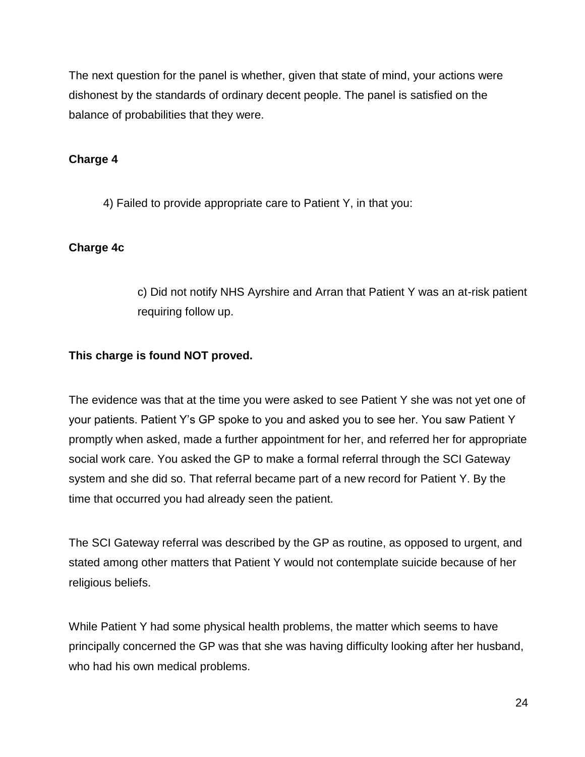The next question for the panel is whether, given that state of mind, your actions were dishonest by the standards of ordinary decent people. The panel is satisfied on the balance of probabilities that they were.

**Charge 4**

4) Failed to provide appropriate care to Patient Y, in that you:

**Charge 4c**

c) Did not notify NHS Ayrshire and Arran that Patient Y was an at-risk patient requiring follow up.

**This charge is found NOT proved.**

The evidence was that at the time you were asked to see Patient Y she was not yet one of your patients. Patient Y's GP spoke to you and asked you to see her. You saw Patient Y promptly when asked, made a further appointment for her, and referred her for appropriate social work care. You asked the GP to make a formal referral through the SCI Gateway system and she did so. That referral became part of a new record for Patient Y. By the time that occurred you had already seen the patient.

The SCI Gateway referral was described by the GP as routine, as opposed to urgent, and stated among other matters that Patient Y would not contemplate suicide because of her religious beliefs.

While Patient Y had some physical health problems, the matter which seems to have principally concerned the GP was that she was having difficulty looking after her husband, who had his own medical problems.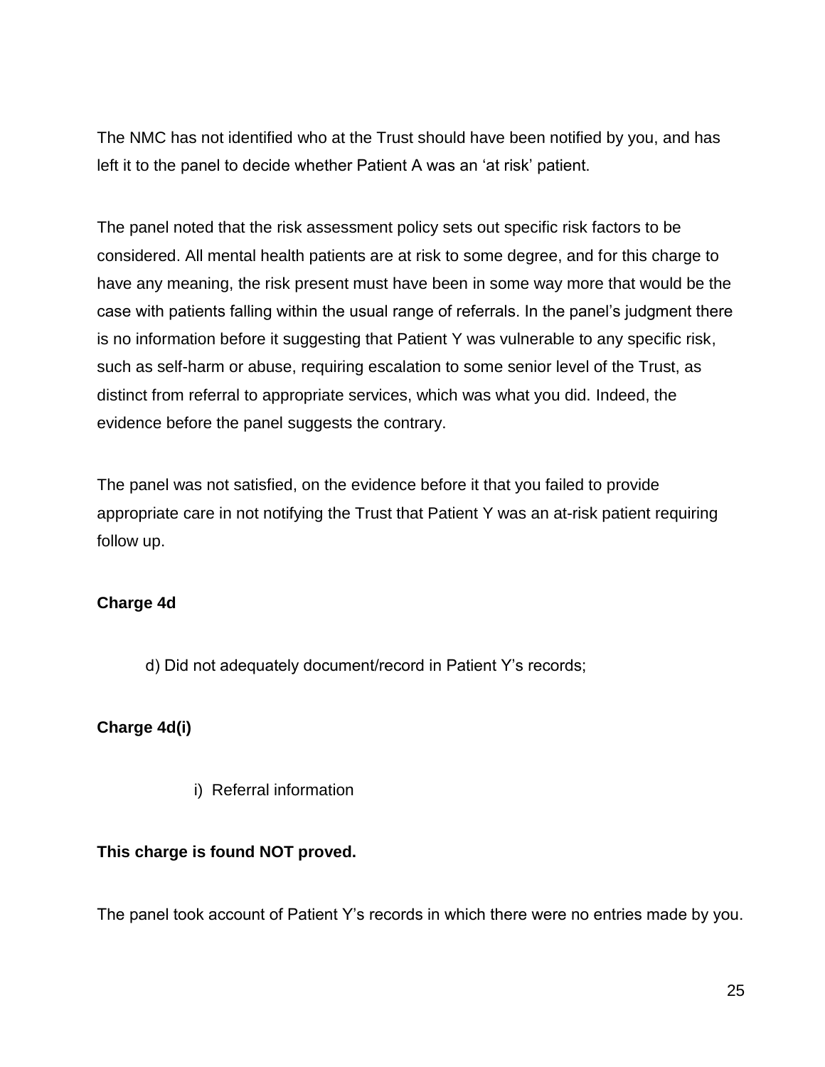The NMC has not identified who at the Trust should have been notified by you, and has left it to the panel to decide whether Patient A was an 'at risk' patient.

The panel noted that the risk assessment policy sets out specific risk factors to be considered. All mental health patients are at risk to some degree, and for this charge to have any meaning, the risk present must have been in some way more that would be the case with patients falling within the usual range of referrals. In the panel's judgment there is no information before it suggesting that Patient Y was vulnerable to any specific risk, such as self-harm or abuse, requiring escalation to some senior level of the Trust, as distinct from referral to appropriate services, which was what you did. Indeed, the evidence before the panel suggests the contrary.

The panel was not satisfied, on the evidence before it that you failed to provide appropriate care in not notifying the Trust that Patient Y was an at-risk patient requiring follow up.

**Charge 4d**

> d) Did not adequately document/record in Patient Y's records;

**Charge 4d(i)**

> i) Referral information

**This charge is found NOT proved.**

The panel took account of Patient Y's records in which there were no entries made by you.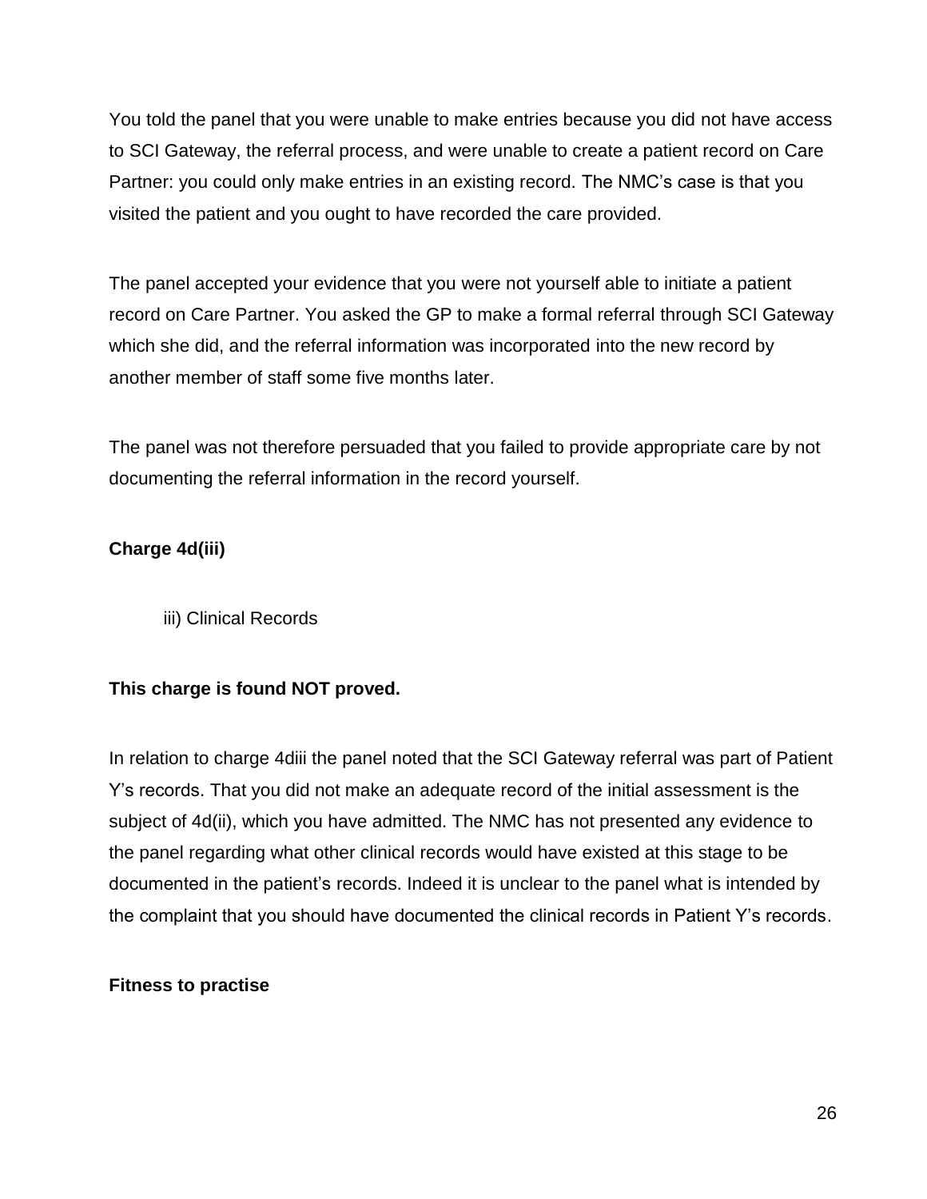You told the panel that you were unable to make entries because you did not have access to SCI Gateway, the referral process, and were unable to create a patient record on Care Partner: you could only make entries in an existing record. The NMC's case is that you visited the patient and you ought to have recorded the care provided.

The panel accepted your evidence that you were not yourself able to initiate a patient record on Care Partner. You asked the GP to make a formal referral through SCI Gateway which she did, and the referral information was incorporated into the new record by another member of staff some five months later.

The panel was not therefore persuaded that you failed to provide appropriate care by not documenting the referral information in the record yourself.

**Charge 4d(iii)**

iii) Clinical Records

**This charge is found NOT proved.**

In relation to charge 4diii the panel noted that the SCI Gateway referral was part of Patient Y's records. That you did not make an adequate record of the initial assessment is the subject of 4d(ii), which you have admitted. The NMC has not presented any evidence to the panel regarding what other clinical records would have existed at this stage to be documented in the patient's records. Indeed it is unclear to the panel what is intended by the complaint that you should have documented the clinical records in Patient Y's records.

**Fitness to practise**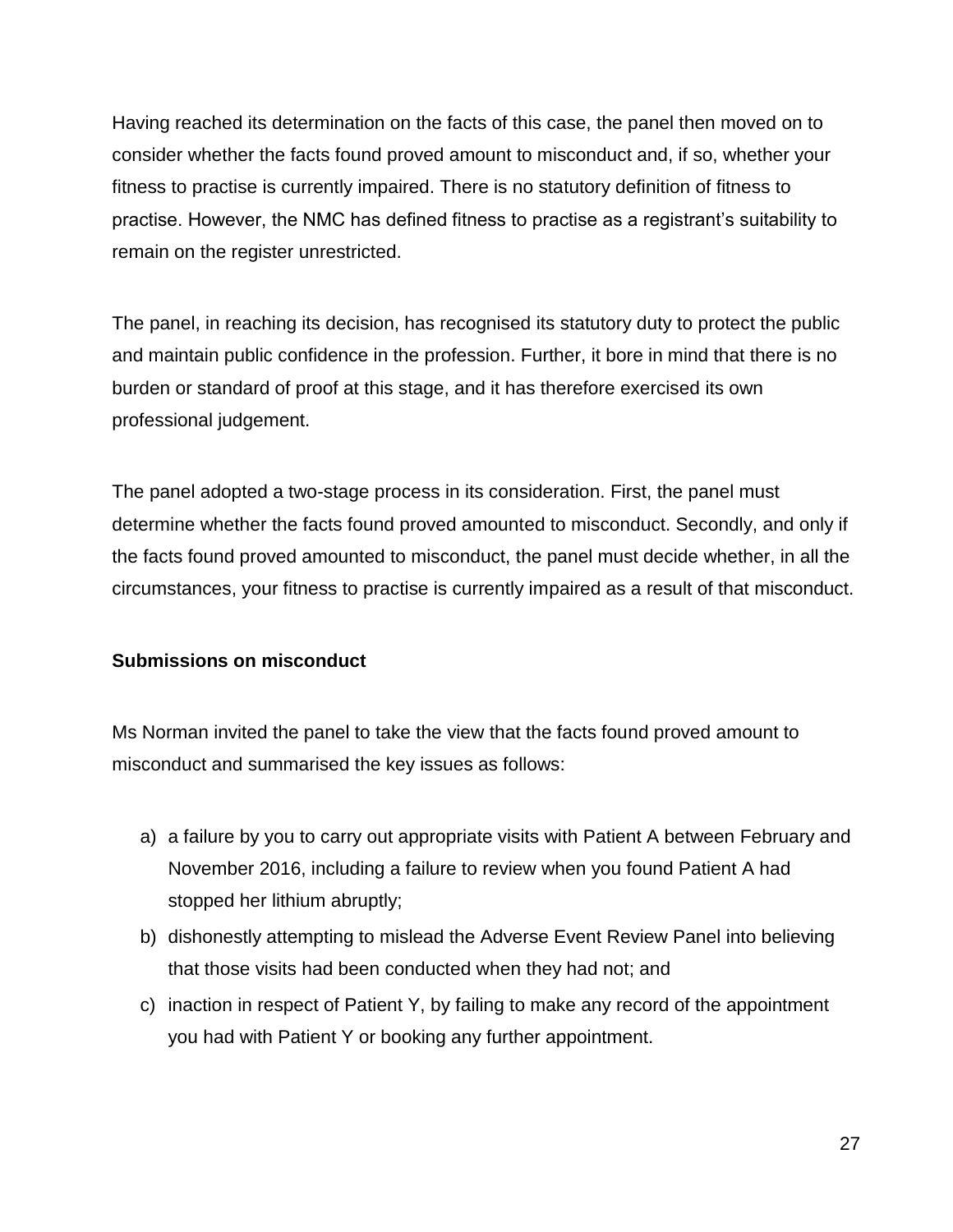Having reached its determination on the facts of this case, the panel then moved on to consider whether the facts found proved amount to misconduct and, if so, whether your fitness to practise is currently impaired. There is no statutory definition of fitness to practise. However, the NMC has defined fitness to practise as a registrant's suitability to remain on the register unrestricted.

The panel, in reaching its decision, has recognised its statutory duty to protect the public and maintain public confidence in the profession. Further, it bore in mind that there is no burden or standard of proof at this stage, and it has therefore exercised its own professional judgement.

The panel adopted a two-stage process in its consideration. First, the panel must determine whether the facts found proved amounted to misconduct. Secondly, and only if the facts found proved amounted to misconduct, the panel must decide whether, in all the circumstances, your fitness to practise is currently impaired as a result of that misconduct.

**Submissions on misconduct**

Ms Norman invited the panel to take the view that the facts found proved amount to misconduct and summarised the key issues as follows:

a) a failure by you to carry out appropriate visits with Patient A between February and November 2016, including a failure to review when you found Patient A had stopped her lithium abruptly;
b) dishonestly attempting to mislead the Adverse Event Review Panel into believing that those visits had been conducted when they had not; and
c) inaction in respect of Patient Y, by failing to make any record of the appointment you had with Patient Y or booking any further appointment.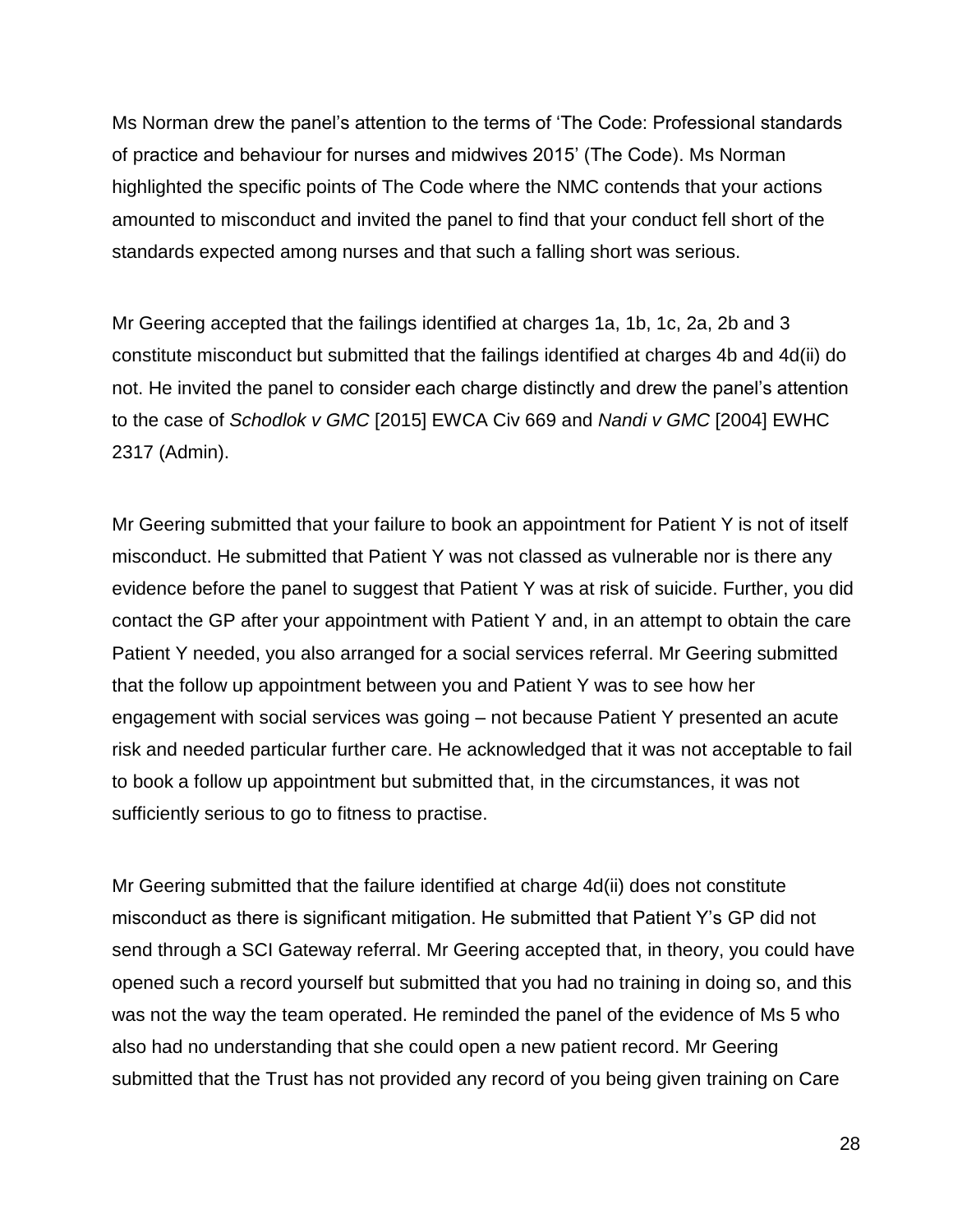Ms Norman drew the panel's attention to the terms of 'The Code: Professional standards of practice and behaviour for nurses and midwives 2015' (The Code). Ms Norman highlighted the specific points of The Code where the NMC contends that your actions amounted to misconduct and invited the panel to find that your conduct fell short of the standards expected among nurses and that such a falling short was serious.

Mr Geering accepted that the failings identified at charges 1a, 1b, 1c, 2a, 2b and 3 constitute misconduct but submitted that the failings identified at charges 4b and 4d(ii) do not. He invited the panel to consider each charge distinctly and drew the panel's attention to the case of *Schodlok v GMC* [2015] EWCA Civ 669 and *Nandi v GMC* [2004] EWHC 2317 (Admin).

Mr Geering submitted that your failure to book an appointment for Patient Y is not of itself misconduct. He submitted that Patient Y was not classed as vulnerable nor is there any evidence before the panel to suggest that Patient Y was at risk of suicide. Further, you did contact the GP after your appointment with Patient Y and, in an attempt to obtain the care Patient Y needed, you also arranged for a social services referral. Mr Geering submitted that the follow up appointment between you and Patient Y was to see how her engagement with social services was going – not because Patient Y presented an acute risk and needed particular further care. He acknowledged that it was not acceptable to fail to book a follow up appointment but submitted that, in the circumstances, it was not sufficiently serious to go to fitness to practise.

Mr Geering submitted that the failure identified at charge 4d(ii) does not constitute misconduct as there is significant mitigation. He submitted that Patient Y's GP did not send through a SCI Gateway referral. Mr Geering accepted that, in theory, you could have opened such a record yourself but submitted that you had no training in doing so, and this was not the way the team operated. He reminded the panel of the evidence of Ms 5 who also had no understanding that she could open a new patient record. Mr Geering submitted that the Trust has not provided any record of you being given training on Care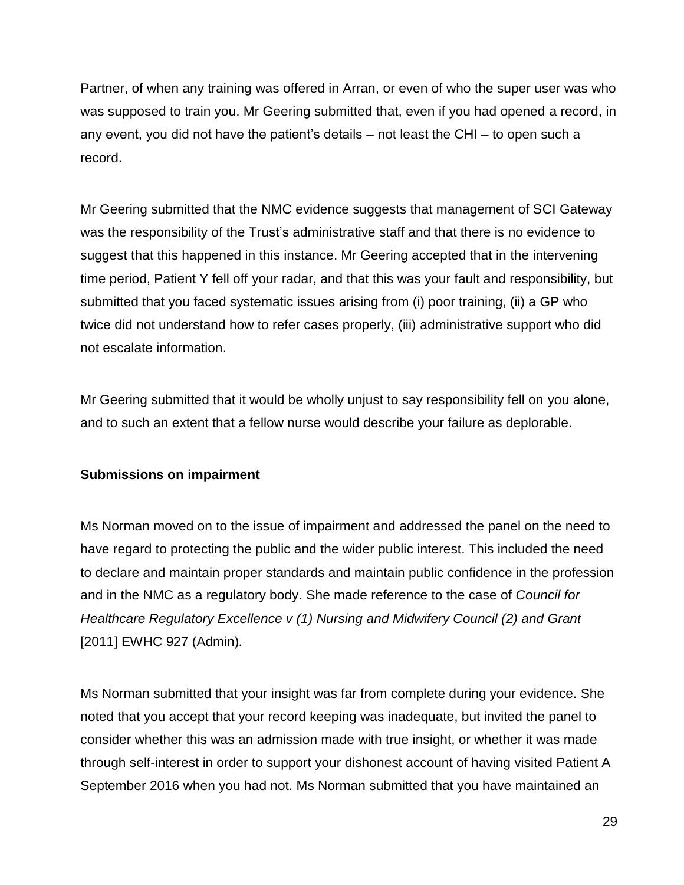Partner, of when any training was offered in Arran, or even of who the super user was who was supposed to train you. Mr Geering submitted that, even if you had opened a record, in any event, you did not have the patient's details – not least the CHI – to open such a record.

Mr Geering submitted that the NMC evidence suggests that management of SCI Gateway was the responsibility of the Trust's administrative staff and that there is no evidence to suggest that this happened in this instance. Mr Geering accepted that in the intervening time period, Patient Y fell off your radar, and that this was your fault and responsibility, but submitted that you faced systematic issues arising from (i) poor training, (ii) a GP who twice did not understand how to refer cases properly, (iii) administrative support who did not escalate information.

Mr Geering submitted that it would be wholly unjust to say responsibility fell on you alone, and to such an extent that a fellow nurse would describe your failure as deplorable.

**Submissions on impairment**

Ms Norman moved on to the issue of impairment and addressed the panel on the need to have regard to protecting the public and the wider public interest. This included the need to declare and maintain proper standards and maintain public confidence in the profession and in the NMC as a regulatory body. She made reference to the case of *Council for Healthcare Regulatory Excellence v (1) Nursing and Midwifery Council (2) and Grant* [2011] EWHC 927 (Admin)*.*

Ms Norman submitted that your insight was far from complete during your evidence. She noted that you accept that your record keeping was inadequate, but invited the panel to consider whether this was an admission made with true insight, or whether it was made through self-interest in order to support your dishonest account of having visited Patient A September 2016 when you had not. Ms Norman submitted that you have maintained an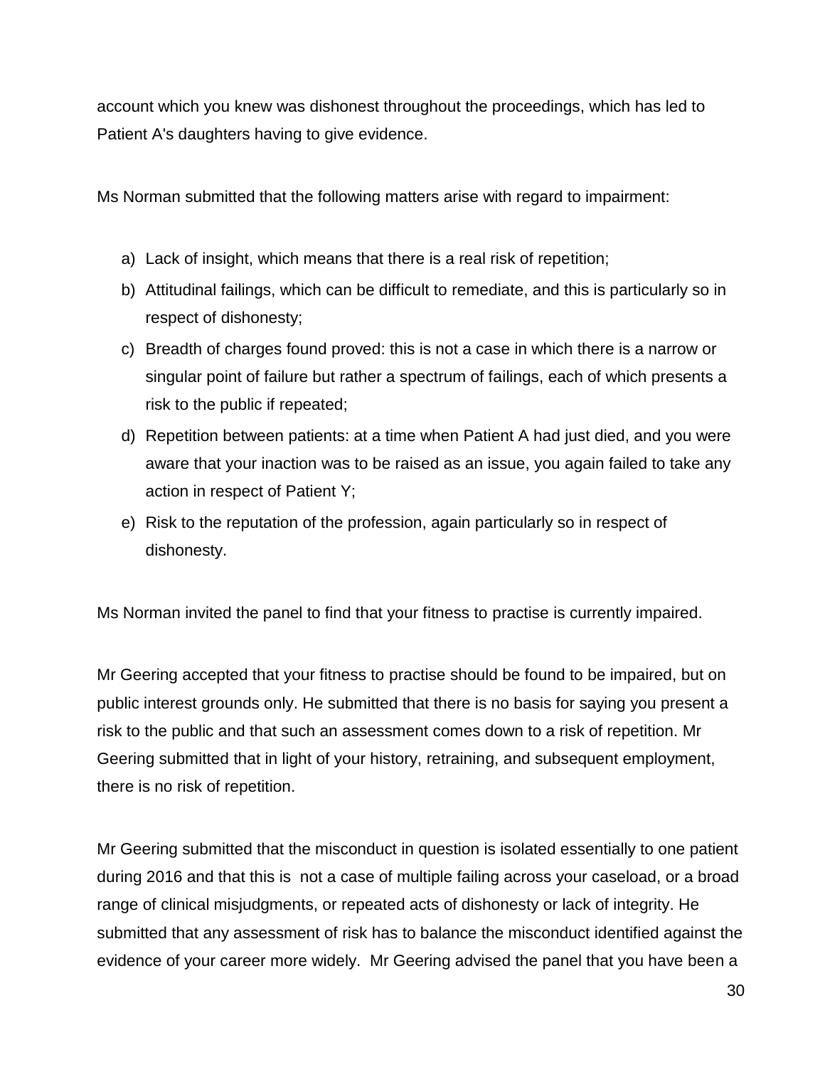account which you knew was dishonest throughout the proceedings, which has led to Patient A's daughters having to give evidence.

Ms Norman submitted that the following matters arise with regard to impairment:

a) Lack of insight, which means that there is a real risk of repetition;
b) Attitudinal failings, which can be difficult to remediate, and this is particularly so in respect of dishonesty;
c) Breadth of charges found proved: this is not a case in which there is a narrow or singular point of failure but rather a spectrum of failings, each of which presents a risk to the public if repeated;
d) Repetition between patients: at a time when Patient A had just died, and you were aware that your inaction was to be raised as an issue, you again failed to take any action in respect of Patient Y;
e) Risk to the reputation of the profession, again particularly so in respect of dishonesty.

Ms Norman invited the panel to find that your fitness to practise is currently impaired.

Mr Geering accepted that your fitness to practise should be found to be impaired, but on public interest grounds only. He submitted that there is no basis for saying you present a risk to the public and that such an assessment comes down to a risk of repetition. Mr Geering submitted that in light of your history, retraining, and subsequent employment, there is no risk of repetition.

Mr Geering submitted that the misconduct in question is isolated essentially to one patient during 2016 and that this is not a case of multiple failing across your caseload, or a broad range of clinical misjudgments, or repeated acts of dishonesty or lack of integrity. He submitted that any assessment of risk has to balance the misconduct identified against the evidence of your career more widely. Mr Geering advised the panel that you have been a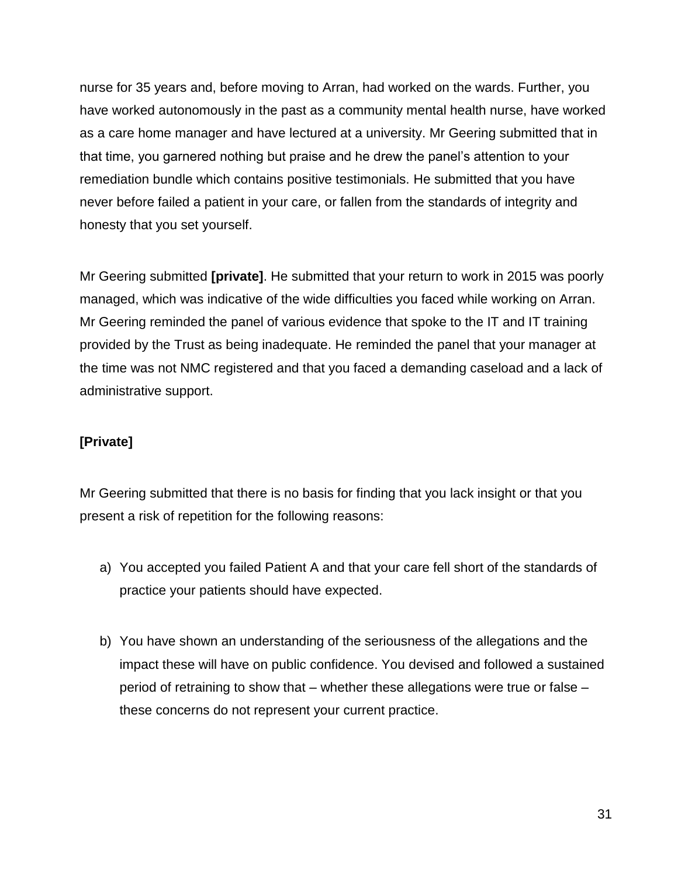nurse for 35 years and, before moving to Arran, had worked on the wards. Further, you have worked autonomously in the past as a community mental health nurse, have worked as a care home manager and have lectured at a university. Mr Geering submitted that in that time, you garnered nothing but praise and he drew the panel's attention to your remediation bundle which contains positive testimonials. He submitted that you have never before failed a patient in your care, or fallen from the standards of integrity and honesty that you set yourself.

Mr Geering submitted **[private]**. He submitted that your return to work in 2015 was poorly managed, which was indicative of the wide difficulties you faced while working on Arran. Mr Geering reminded the panel of various evidence that spoke to the IT and IT training provided by the Trust as being inadequate. He reminded the panel that your manager at the time was not NMC registered and that you faced a demanding caseload and a lack of administrative support.

**[Private]**

Mr Geering submitted that there is no basis for finding that you lack insight or that you present a risk of repetition for the following reasons:

a) You accepted you failed Patient A and that your care fell short of the standards of practice your patients should have expected.

b) You have shown an understanding of the seriousness of the allegations and the impact these will have on public confidence. You devised and followed a sustained period of retraining to show that – whether these allegations were true or false – these concerns do not represent your current practice.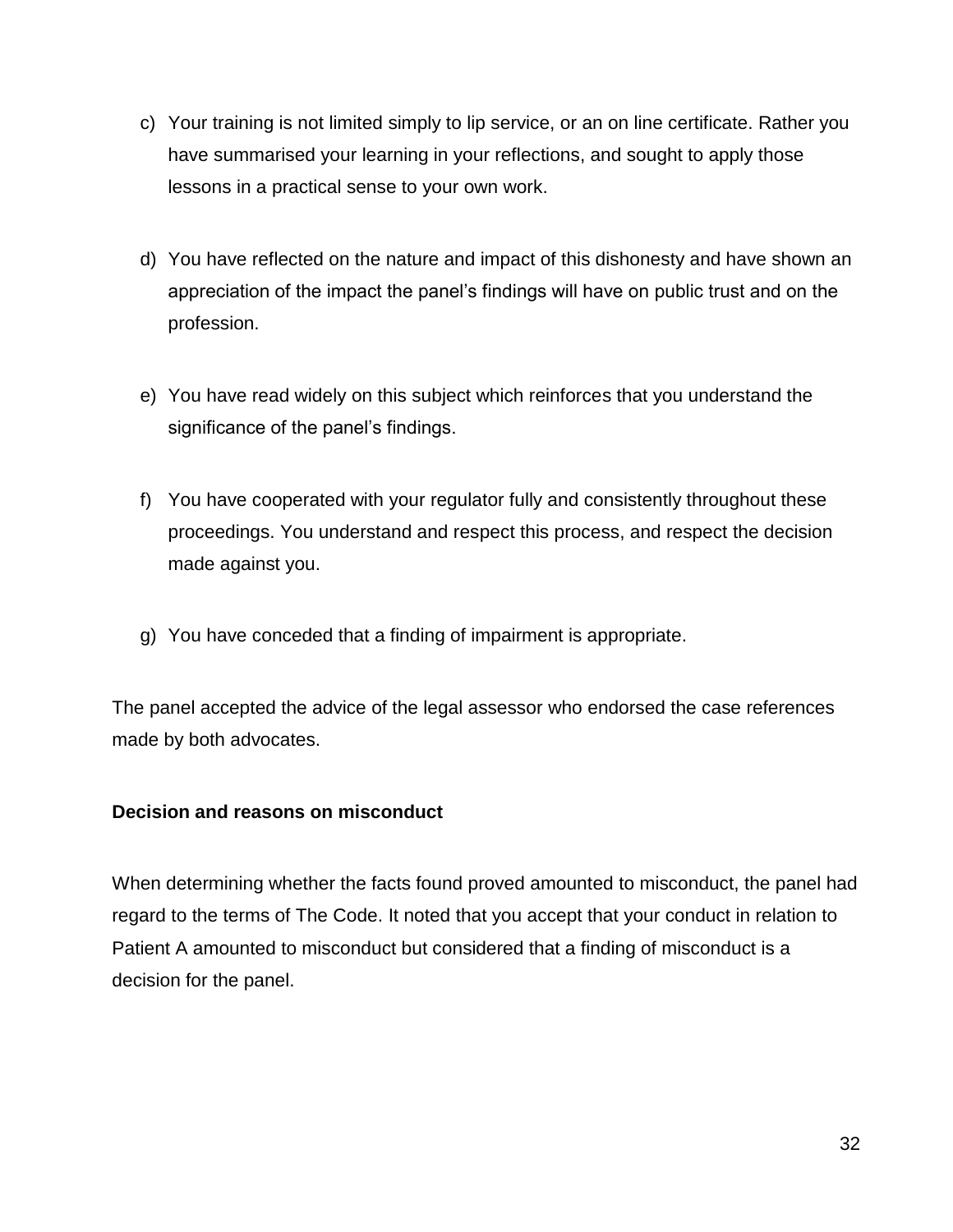c) Your training is not limited simply to lip service, or an on line certificate. Rather you have summarised your learning in your reflections, and sought to apply those lessons in a practical sense to your own work.

d) You have reflected on the nature and impact of this dishonesty and have shown an appreciation of the impact the panel's findings will have on public trust and on the profession.

e) You have read widely on this subject which reinforces that you understand the significance of the panel's findings.

f) You have cooperated with your regulator fully and consistently throughout these proceedings. You understand and respect this process, and respect the decision made against you.

g) You have conceded that a finding of impairment is appropriate.

The panel accepted the advice of the legal assessor who endorsed the case references made by both advocates.

**Decision and reasons on misconduct**

When determining whether the facts found proved amounted to misconduct, the panel had regard to the terms of The Code. It noted that you accept that your conduct in relation to Patient A amounted to misconduct but considered that a finding of misconduct is a decision for the panel.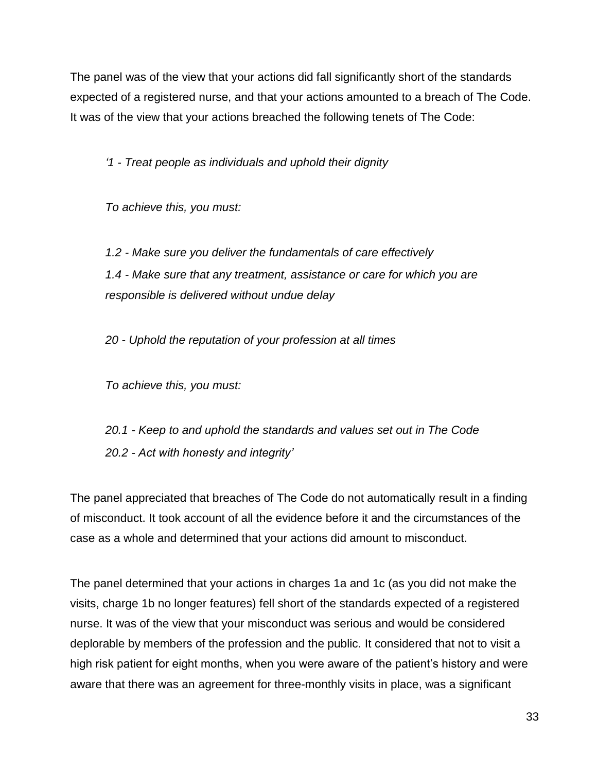The panel was of the view that your actions did fall significantly short of the standards expected of a registered nurse, and that your actions amounted to a breach of The Code. It was of the view that your actions breached the following tenets of The Code:

> *'1 - Treat people as individuals and uphold their dignity*
>
> *To achieve this, you must:*
>
> *1.2 - Make sure you deliver the fundamentals of care effectively*
> *1.4 - Make sure that any treatment, assistance or care for which you are responsible is delivered without undue delay*
>
> *20 - Uphold the reputation of your profession at all times*
>
> *To achieve this, you must:*
>
> *20.1 - Keep to and uphold the standards and values set out in The Code*
> *20.2 - Act with honesty and integrity'*

The panel appreciated that breaches of The Code do not automatically result in a finding of misconduct. It took account of all the evidence before it and the circumstances of the case as a whole and determined that your actions did amount to misconduct.

The panel determined that your actions in charges 1a and 1c (as you did not make the visits, charge 1b no longer features) fell short of the standards expected of a registered nurse. It was of the view that your misconduct was serious and would be considered deplorable by members of the profession and the public. It considered that not to visit a high risk patient for eight months, when you were aware of the patient's history and were aware that there was an agreement for three-monthly visits in place, was a significant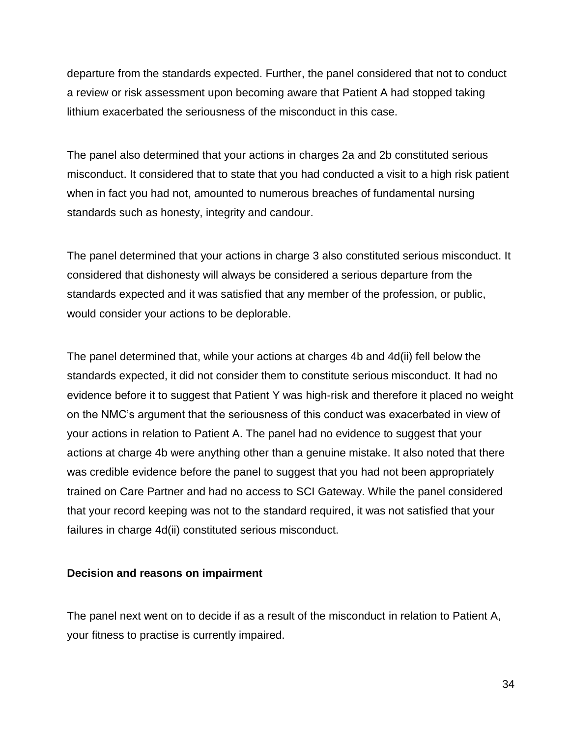departure from the standards expected. Further, the panel considered that not to conduct a review or risk assessment upon becoming aware that Patient A had stopped taking lithium exacerbated the seriousness of the misconduct in this case.

The panel also determined that your actions in charges 2a and 2b constituted serious misconduct. It considered that to state that you had conducted a visit to a high risk patient when in fact you had not, amounted to numerous breaches of fundamental nursing standards such as honesty, integrity and candour.

The panel determined that your actions in charge 3 also constituted serious misconduct. It considered that dishonesty will always be considered a serious departure from the standards expected and it was satisfied that any member of the profession, or public, would consider your actions to be deplorable.

The panel determined that, while your actions at charges 4b and 4d(ii) fell below the standards expected, it did not consider them to constitute serious misconduct. It had no evidence before it to suggest that Patient Y was high-risk and therefore it placed no weight on the NMC's argument that the seriousness of this conduct was exacerbated in view of your actions in relation to Patient A. The panel had no evidence to suggest that your actions at charge 4b were anything other than a genuine mistake. It also noted that there was credible evidence before the panel to suggest that you had not been appropriately trained on Care Partner and had no access to SCI Gateway. While the panel considered that your record keeping was not to the standard required, it was not satisfied that your failures in charge 4d(ii) constituted serious misconduct.

**Decision and reasons on impairment**

The panel next went on to decide if as a result of the misconduct in relation to Patient A, your fitness to practise is currently impaired.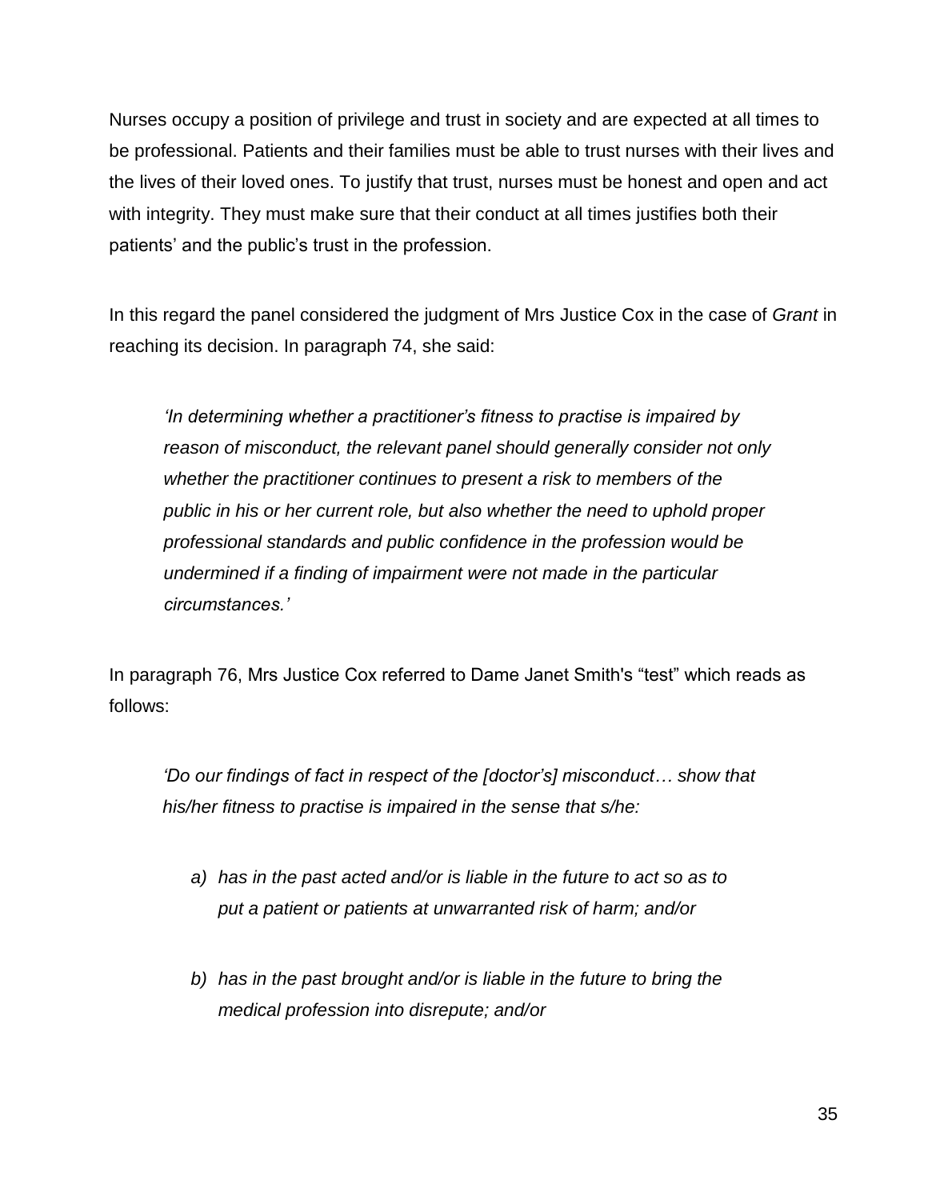Nurses occupy a position of privilege and trust in society and are expected at all times to be professional. Patients and their families must be able to trust nurses with their lives and the lives of their loved ones. To justify that trust, nurses must be honest and open and act with integrity. They must make sure that their conduct at all times justifies both their patients' and the public's trust in the profession.

In this regard the panel considered the judgment of Mrs Justice Cox in the case of *Grant* in reaching its decision. In paragraph 74, she said:

> *'In determining whether a practitioner's fitness to practise is impaired by reason of misconduct, the relevant panel should generally consider not only whether the practitioner continues to present a risk to members of the public in his or her current role, but also whether the need to uphold proper professional standards and public confidence in the profession would be undermined if a finding of impairment were not made in the particular circumstances.'*

In paragraph 76, Mrs Justice Cox referred to Dame Janet Smith's "test" which reads as follows:

> *'Do our findings of fact in respect of the [doctor's] misconduct… show that his/her fitness to practise is impaired in the sense that s/he:*
>
> *a) has in the past acted and/or is liable in the future to act so as to put a patient or patients at unwarranted risk of harm; and/or*
>
> *b) has in the past brought and/or is liable in the future to bring the medical profession into disrepute; and/or*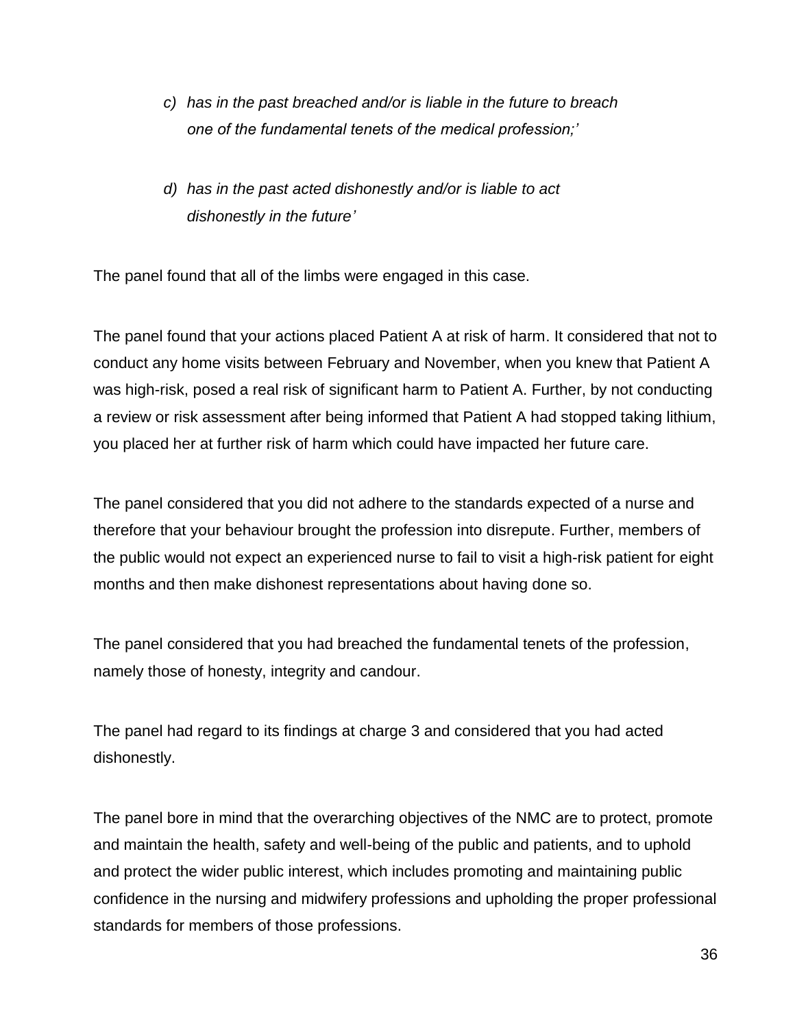> *c) has in the past breached and/or is liable in the future to breach one of the fundamental tenets of the medical profession;'*
>
> *d) has in the past acted dishonestly and/or is liable to act dishonestly in the future'*

The panel found that all of the limbs were engaged in this case.

The panel found that your actions placed Patient A at risk of harm. It considered that not to conduct any home visits between February and November, when you knew that Patient A was high-risk, posed a real risk of significant harm to Patient A. Further, by not conducting a review or risk assessment after being informed that Patient A had stopped taking lithium, you placed her at further risk of harm which could have impacted her future care.

The panel considered that you did not adhere to the standards expected of a nurse and therefore that your behaviour brought the profession into disrepute. Further, members of the public would not expect an experienced nurse to fail to visit a high-risk patient for eight months and then make dishonest representations about having done so.

The panel considered that you had breached the fundamental tenets of the profession, namely those of honesty, integrity and candour.

The panel had regard to its findings at charge 3 and considered that you had acted dishonestly.

The panel bore in mind that the overarching objectives of the NMC are to protect, promote and maintain the health, safety and well-being of the public and patients, and to uphold and protect the wider public interest, which includes promoting and maintaining public confidence in the nursing and midwifery professions and upholding the proper professional standards for members of those professions.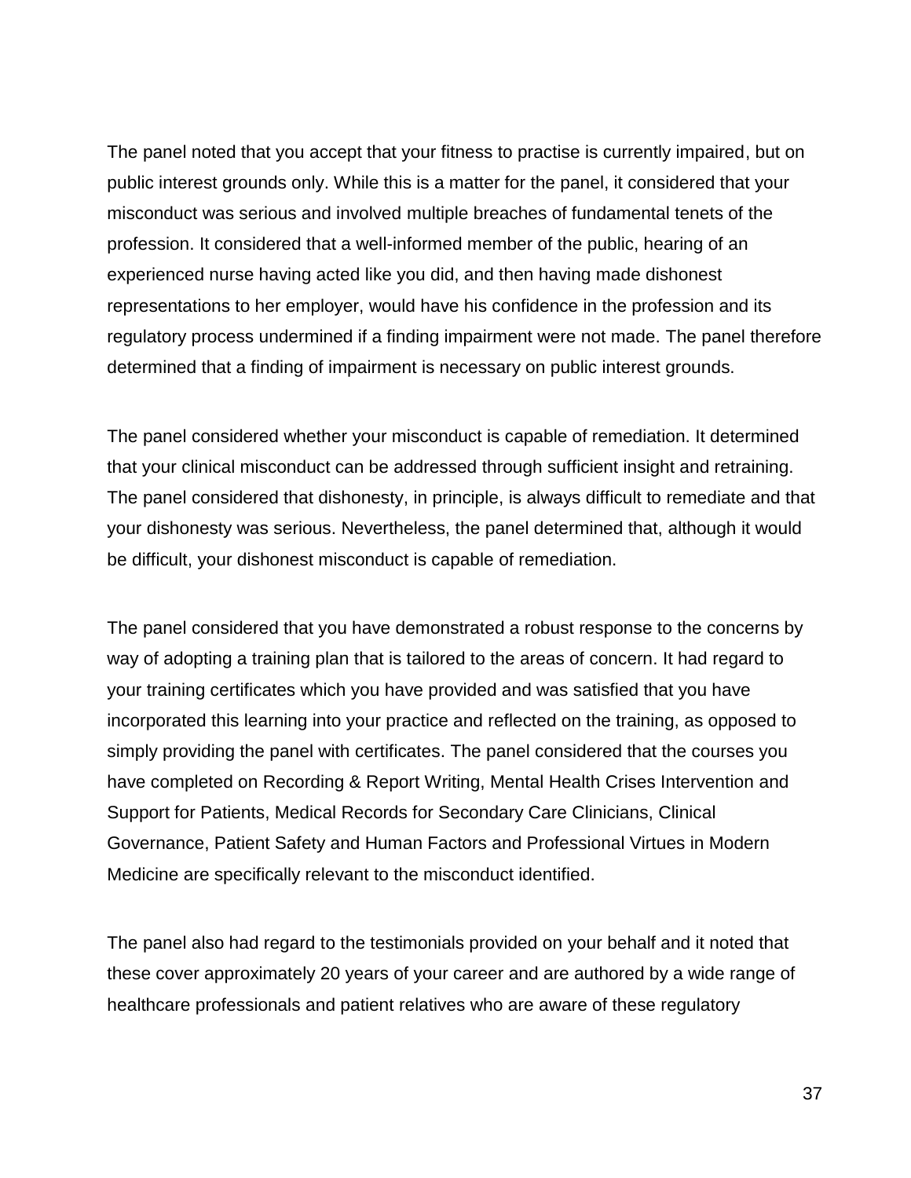The panel noted that you accept that your fitness to practise is currently impaired, but on public interest grounds only. While this is a matter for the panel, it considered that your misconduct was serious and involved multiple breaches of fundamental tenets of the profession. It considered that a well-informed member of the public, hearing of an experienced nurse having acted like you did, and then having made dishonest representations to her employer, would have his confidence in the profession and its regulatory process undermined if a finding impairment were not made. The panel therefore determined that a finding of impairment is necessary on public interest grounds.

The panel considered whether your misconduct is capable of remediation. It determined that your clinical misconduct can be addressed through sufficient insight and retraining. The panel considered that dishonesty, in principle, is always difficult to remediate and that your dishonesty was serious. Nevertheless, the panel determined that, although it would be difficult, your dishonest misconduct is capable of remediation.

The panel considered that you have demonstrated a robust response to the concerns by way of adopting a training plan that is tailored to the areas of concern. It had regard to your training certificates which you have provided and was satisfied that you have incorporated this learning into your practice and reflected on the training, as opposed to simply providing the panel with certificates. The panel considered that the courses you have completed on Recording & Report Writing, Mental Health Crises Intervention and Support for Patients, Medical Records for Secondary Care Clinicians, Clinical Governance, Patient Safety and Human Factors and Professional Virtues in Modern Medicine are specifically relevant to the misconduct identified.

The panel also had regard to the testimonials provided on your behalf and it noted that these cover approximately 20 years of your career and are authored by a wide range of healthcare professionals and patient relatives who are aware of these regulatory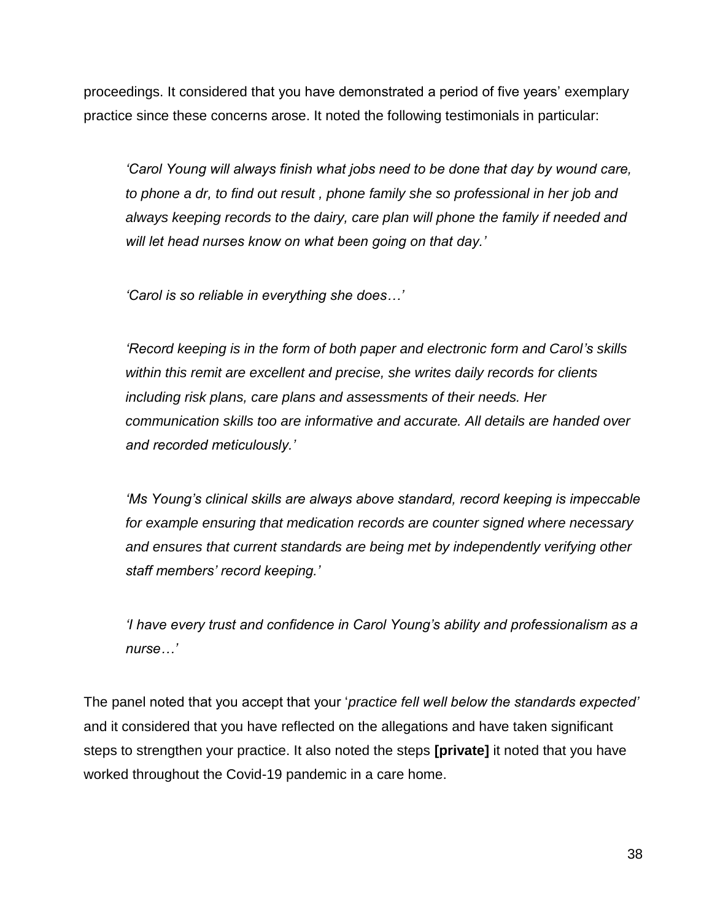proceedings. It considered that you have demonstrated a period of five years' exemplary practice since these concerns arose. It noted the following testimonials in particular:

> *'Carol Young will always finish what jobs need to be done that day by wound care, to phone a dr, to find out result , phone family she so professional in her job and always keeping records to the dairy, care plan will phone the family if needed and will let head nurses know on what been going on that day.'*
>
> *'Carol is so reliable in everything she does…'*
>
> *'Record keeping is in the form of both paper and electronic form and Carol's skills within this remit are excellent and precise, she writes daily records for clients including risk plans, care plans and assessments of their needs. Her communication skills too are informative and accurate. All details are handed over and recorded meticulously.'*
>
> *'Ms Young's clinical skills are always above standard, record keeping is impeccable for example ensuring that medication records are counter signed where necessary and ensures that current standards are being met by independently verifying other staff members' record keeping.'*
>
> *'I have every trust and confidence in Carol Young's ability and professionalism as a nurse…'*

The panel noted that you accept that your '*practice fell well below the standards expected'* and it considered that you have reflected on the allegations and have taken significant steps to strengthen your practice. It also noted the steps **[private]** it noted that you have worked throughout the Covid-19 pandemic in a care home.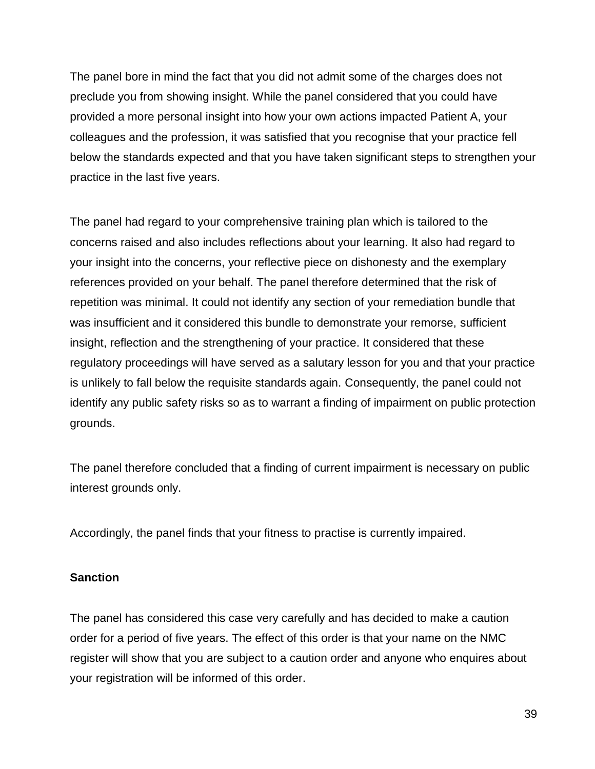The panel bore in mind the fact that you did not admit some of the charges does not preclude you from showing insight. While the panel considered that you could have provided a more personal insight into how your own actions impacted Patient A, your colleagues and the profession, it was satisfied that you recognise that your practice fell below the standards expected and that you have taken significant steps to strengthen your practice in the last five years.

The panel had regard to your comprehensive training plan which is tailored to the concerns raised and also includes reflections about your learning. It also had regard to your insight into the concerns, your reflective piece on dishonesty and the exemplary references provided on your behalf. The panel therefore determined that the risk of repetition was minimal. It could not identify any section of your remediation bundle that was insufficient and it considered this bundle to demonstrate your remorse, sufficient insight, reflection and the strengthening of your practice. It considered that these regulatory proceedings will have served as a salutary lesson for you and that your practice is unlikely to fall below the requisite standards again. Consequently, the panel could not identify any public safety risks so as to warrant a finding of impairment on public protection grounds.

The panel therefore concluded that a finding of current impairment is necessary on public interest grounds only.

Accordingly, the panel finds that your fitness to practise is currently impaired.

**Sanction**

The panel has considered this case very carefully and has decided to make a caution order for a period of five years. The effect of this order is that your name on the NMC register will show that you are subject to a caution order and anyone who enquires about your registration will be informed of this order.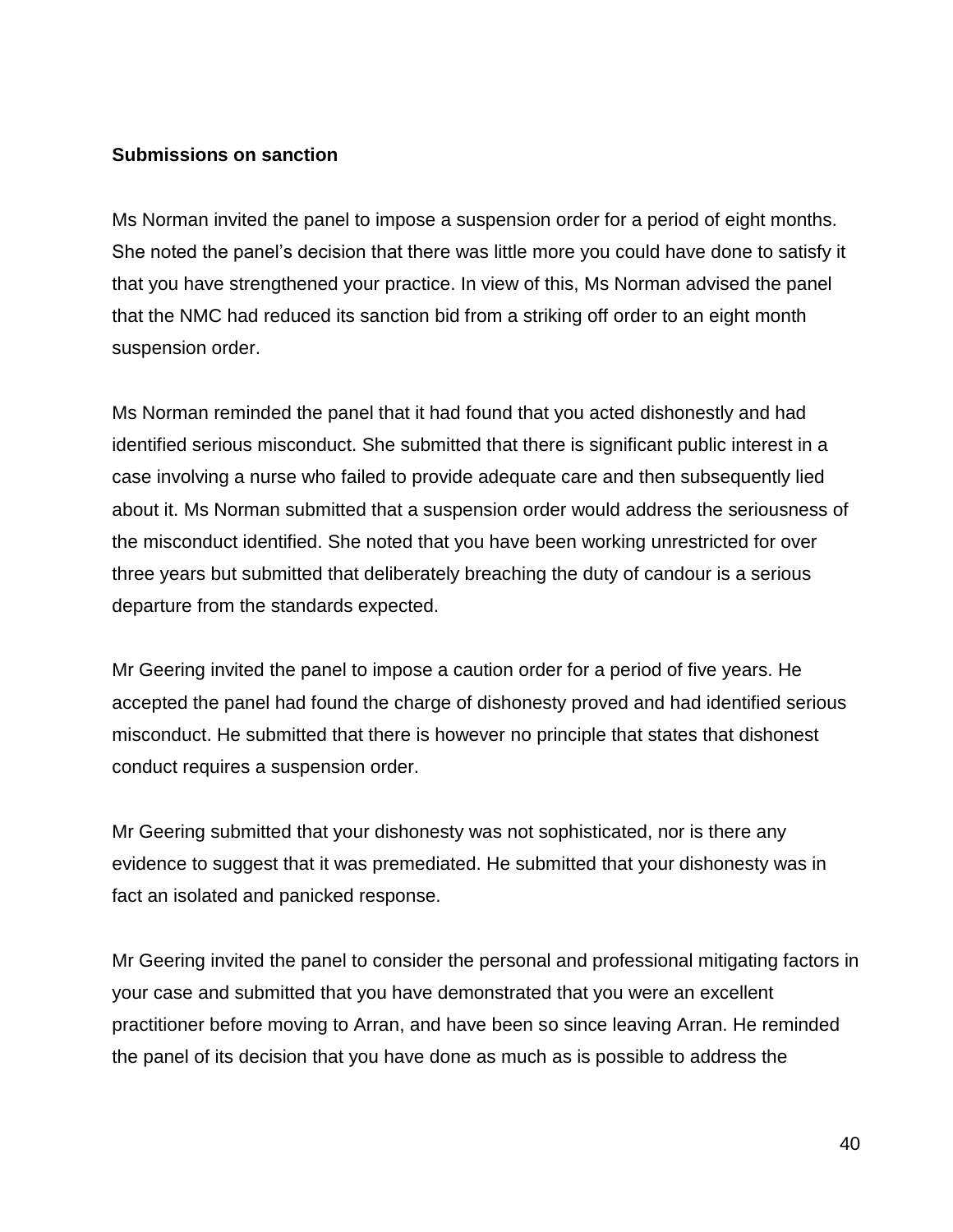**Submissions on sanction**

Ms Norman invited the panel to impose a suspension order for a period of eight months. She noted the panel's decision that there was little more you could have done to satisfy it that you have strengthened your practice. In view of this, Ms Norman advised the panel that the NMC had reduced its sanction bid from a striking off order to an eight month suspension order.

Ms Norman reminded the panel that it had found that you acted dishonestly and had identified serious misconduct. She submitted that there is significant public interest in a case involving a nurse who failed to provide adequate care and then subsequently lied about it. Ms Norman submitted that a suspension order would address the seriousness of the misconduct identified. She noted that you have been working unrestricted for over three years but submitted that deliberately breaching the duty of candour is a serious departure from the standards expected.

Mr Geering invited the panel to impose a caution order for a period of five years. He accepted the panel had found the charge of dishonesty proved and had identified serious misconduct. He submitted that there is however no principle that states that dishonest conduct requires a suspension order.

Mr Geering submitted that your dishonesty was not sophisticated, nor is there any evidence to suggest that it was premediated. He submitted that your dishonesty was in fact an isolated and panicked response.

Mr Geering invited the panel to consider the personal and professional mitigating factors in your case and submitted that you have demonstrated that you were an excellent practitioner before moving to Arran, and have been so since leaving Arran. He reminded the panel of its decision that you have done as much as is possible to address the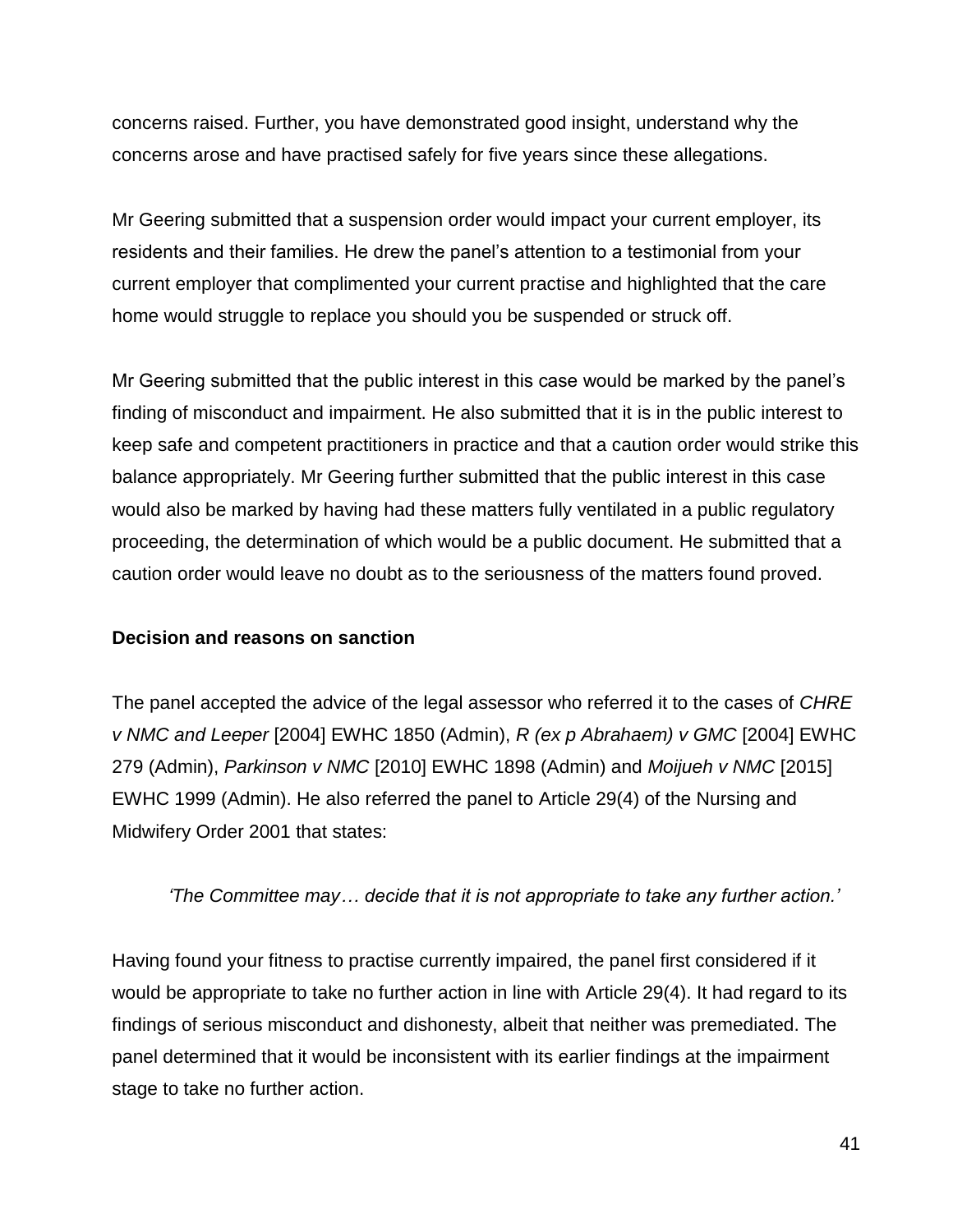concerns raised. Further, you have demonstrated good insight, understand why the concerns arose and have practised safely for five years since these allegations.

Mr Geering submitted that a suspension order would impact your current employer, its residents and their families. He drew the panel's attention to a testimonial from your current employer that complimented your current practise and highlighted that the care home would struggle to replace you should you be suspended or struck off.

Mr Geering submitted that the public interest in this case would be marked by the panel's finding of misconduct and impairment. He also submitted that it is in the public interest to keep safe and competent practitioners in practice and that a caution order would strike this balance appropriately. Mr Geering further submitted that the public interest in this case would also be marked by having had these matters fully ventilated in a public regulatory proceeding, the determination of which would be a public document. He submitted that a caution order would leave no doubt as to the seriousness of the matters found proved.

**Decision and reasons on sanction**

The panel accepted the advice of the legal assessor who referred it to the cases of *CHRE v NMC and Leeper* [2004] EWHC 1850 (Admin), *R (ex p Abrahaem) v GMC* [2004] EWHC 279 (Admin), *Parkinson v NMC* [2010] EWHC 1898 (Admin) and *Moijueh v NMC* [2015] EWHC 1999 (Admin). He also referred the panel to Article 29(4) of the Nursing and Midwifery Order 2001 that states:

> *'The Committee may… decide that it is not appropriate to take any further action.'*

Having found your fitness to practise currently impaired, the panel first considered if it would be appropriate to take no further action in line with Article 29(4). It had regard to its findings of serious misconduct and dishonesty, albeit that neither was premediated. The panel determined that it would be inconsistent with its earlier findings at the impairment stage to take no further action.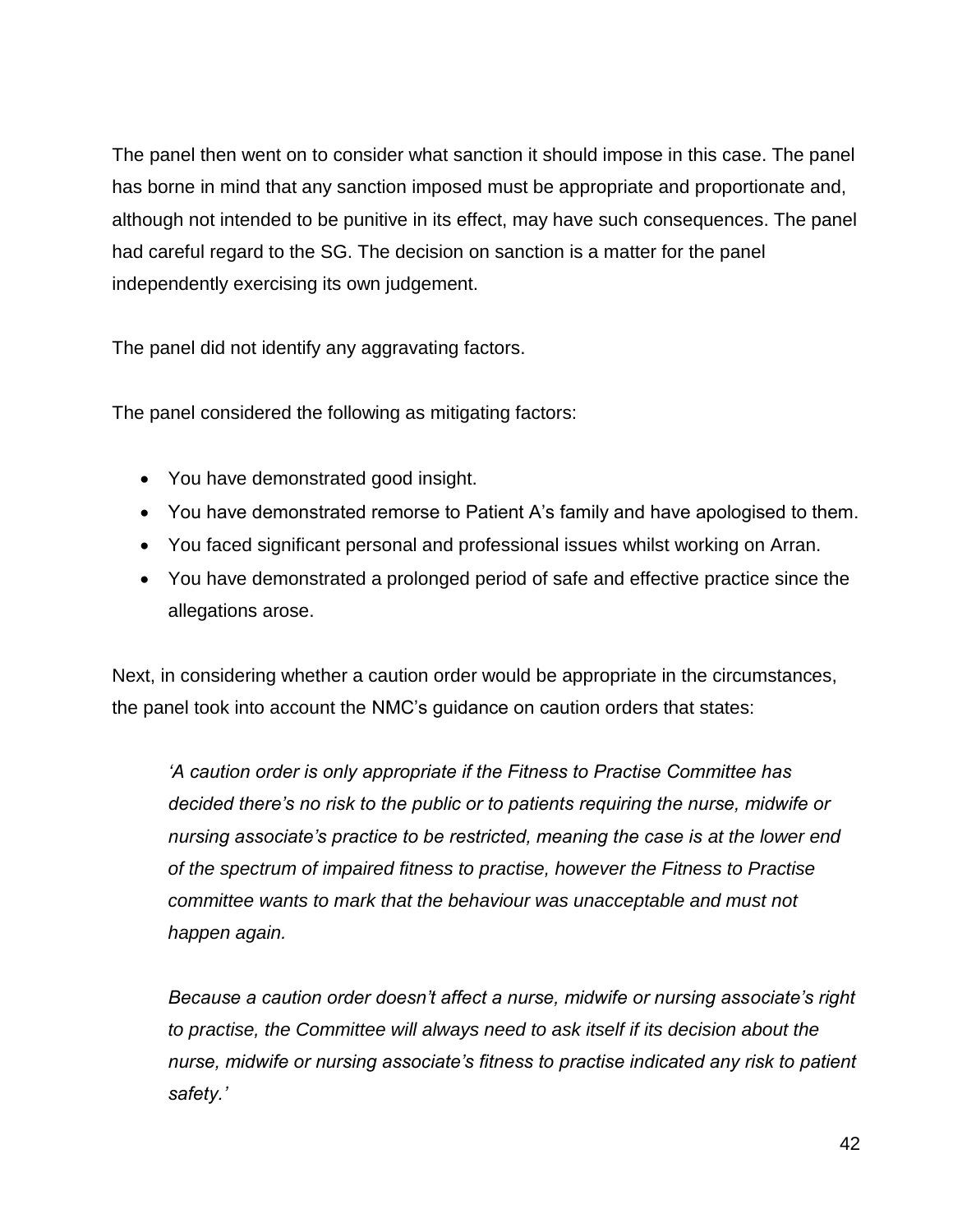The panel then went on to consider what sanction it should impose in this case. The panel has borne in mind that any sanction imposed must be appropriate and proportionate and, although not intended to be punitive in its effect, may have such consequences. The panel had careful regard to the SG. The decision on sanction is a matter for the panel independently exercising its own judgement.

The panel did not identify any aggravating factors.

The panel considered the following as mitigating factors:

- You have demonstrated good insight.
- You have demonstrated remorse to Patient A's family and have apologised to them.
- You faced significant personal and professional issues whilst working on Arran.
- You have demonstrated a prolonged period of safe and effective practice since the allegations arose.

Next, in considering whether a caution order would be appropriate in the circumstances, the panel took into account the NMC's guidance on caution orders that states:

> *'A caution order is only appropriate if the Fitness to Practise Committee has decided there's no risk to the public or to patients requiring the nurse, midwife or nursing associate's practice to be restricted, meaning the case is at the lower end of the spectrum of impaired fitness to practise, however the Fitness to Practise committee wants to mark that the behaviour was unacceptable and must not happen again.*
>
> *Because a caution order doesn't affect a nurse, midwife or nursing associate's right to practise, the Committee will always need to ask itself if its decision about the nurse, midwife or nursing associate's fitness to practise indicated any risk to patient safety.'*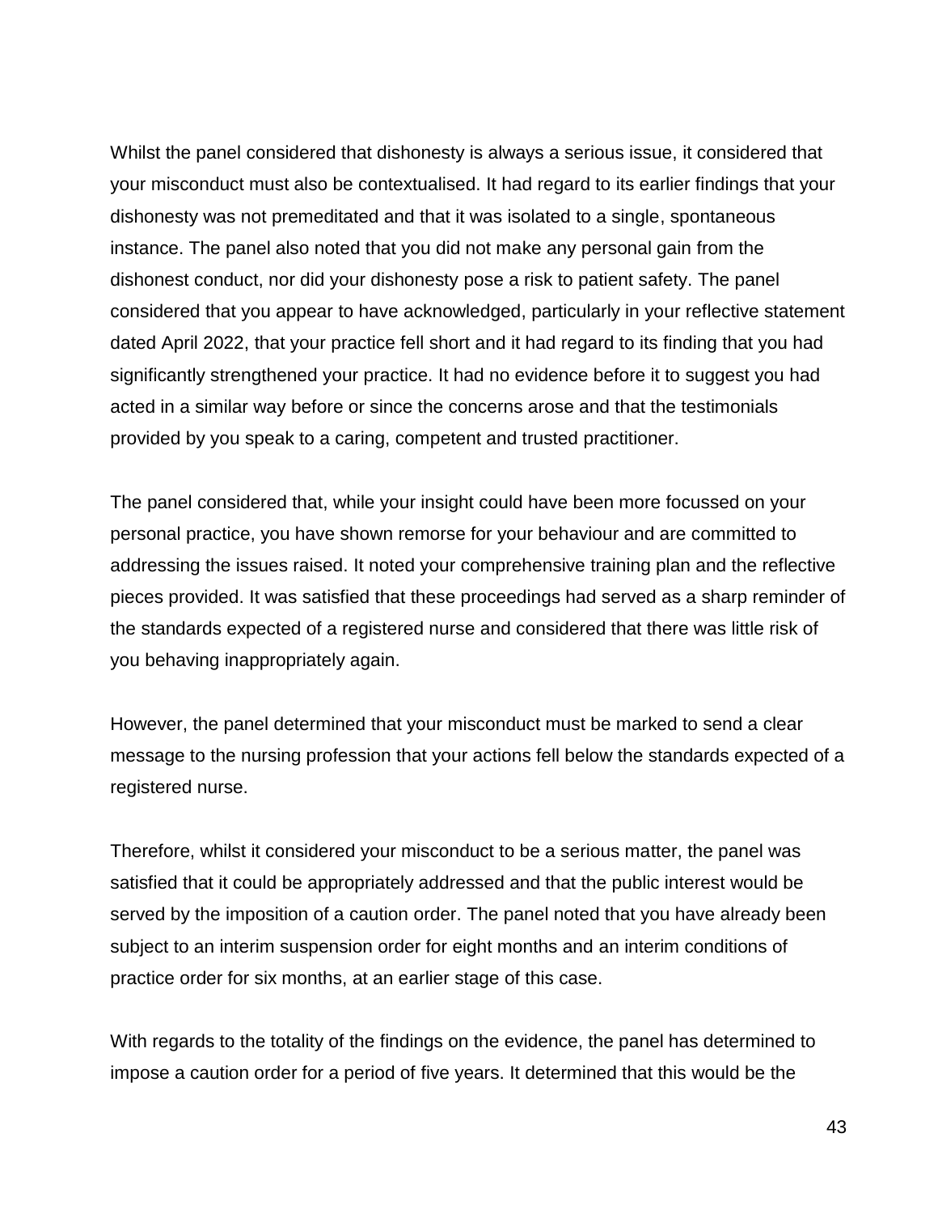Whilst the panel considered that dishonesty is always a serious issue, it considered that your misconduct must also be contextualised. It had regard to its earlier findings that your dishonesty was not premeditated and that it was isolated to a single, spontaneous instance. The panel also noted that you did not make any personal gain from the dishonest conduct, nor did your dishonesty pose a risk to patient safety. The panel considered that you appear to have acknowledged, particularly in your reflective statement dated April 2022, that your practice fell short and it had regard to its finding that you had significantly strengthened your practice. It had no evidence before it to suggest you had acted in a similar way before or since the concerns arose and that the testimonials provided by you speak to a caring, competent and trusted practitioner.

The panel considered that, while your insight could have been more focussed on your personal practice, you have shown remorse for your behaviour and are committed to addressing the issues raised. It noted your comprehensive training plan and the reflective pieces provided. It was satisfied that these proceedings had served as a sharp reminder of the standards expected of a registered nurse and considered that there was little risk of you behaving inappropriately again.

However, the panel determined that your misconduct must be marked to send a clear message to the nursing profession that your actions fell below the standards expected of a registered nurse.

Therefore, whilst it considered your misconduct to be a serious matter, the panel was satisfied that it could be appropriately addressed and that the public interest would be served by the imposition of a caution order. The panel noted that you have already been subject to an interim suspension order for eight months and an interim conditions of practice order for six months, at an earlier stage of this case.

With regards to the totality of the findings on the evidence, the panel has determined to impose a caution order for a period of five years. It determined that this would be the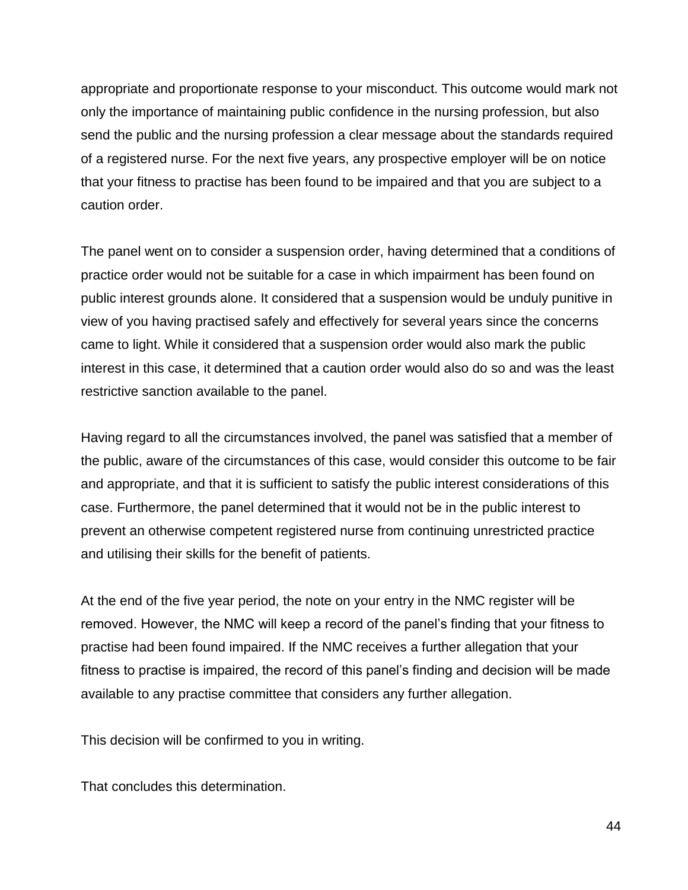appropriate and proportionate response to your misconduct. This outcome would mark not only the importance of maintaining public confidence in the nursing profession, but also send the public and the nursing profession a clear message about the standards required of a registered nurse. For the next five years, any prospective employer will be on notice that your fitness to practise has been found to be impaired and that you are subject to a caution order.

The panel went on to consider a suspension order, having determined that a conditions of practice order would not be suitable for a case in which impairment has been found on public interest grounds alone. It considered that a suspension would be unduly punitive in view of you having practised safely and effectively for several years since the concerns came to light. While it considered that a suspension order would also mark the public interest in this case, it determined that a caution order would also do so and was the least restrictive sanction available to the panel.

Having regard to all the circumstances involved, the panel was satisfied that a member of the public, aware of the circumstances of this case, would consider this outcome to be fair and appropriate, and that it is sufficient to satisfy the public interest considerations of this case. Furthermore, the panel determined that it would not be in the public interest to prevent an otherwise competent registered nurse from continuing unrestricted practice and utilising their skills for the benefit of patients.

At the end of the five year period, the note on your entry in the NMC register will be removed. However, the NMC will keep a record of the panel's finding that your fitness to practise had been found impaired. If the NMC receives a further allegation that your fitness to practise is impaired, the record of this panel's finding and decision will be made available to any practise committee that considers any further allegation.

This decision will be confirmed to you in writing.

That concludes this determination.